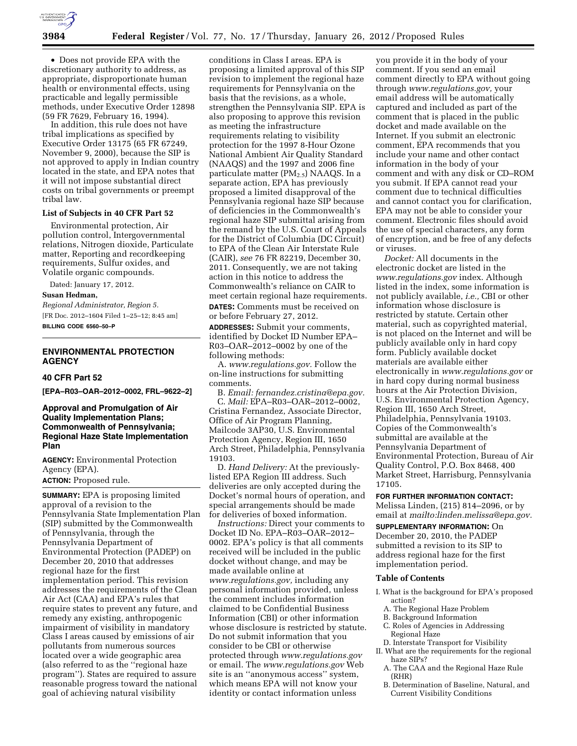- Does not provide EPA with the discretionary authority to address, as appropriate, disproportionate human health or environmental effects, using practicable and legally permissible methods, under Executive Order 12898 (59 FR 7629, February 16, 1994).

In addition, this rule does not have tribal implications as specified by Executive Order 13175 (65 FR 67249, November 9, 2000), because the SIP is not approved to apply in Indian country located in the state, and EPA notes that it will not impose substantial direct costs on tribal governments or preempt tribal law.

**List of Subjects in 40 CFR Part 52**

Environmental protection, Air pollution control, Intergovernmental relations, Nitrogen dioxide, Particulate matter, Reporting and recordkeeping requirements, Sulfur oxides, and Volatile organic compounds.

Dated: January 17, 2012.

**Susan Hedman,**

*Regional Administrator, Region 5.*

[FR Doc. 2012–1604 Filed 1–25–12; 8:45 am]

**BILLING CODE 6560–50–P**

## ENVIRONMENTAL PROTECTION AGENCY

## 40 CFR Part 52

**[EPA–R03–OAR–2012–0002, FRL–9622–2]**

## Approval and Promulgation of Air Quality Implementation Plans; Commonwealth of Pennsylvania; Regional Haze State Implementation Plan

**AGENCY:** Environmental Protection Agency (EPA).

**ACTION:** Proposed rule.

**SUMMARY:** EPA is proposing limited approval of a revision to the Pennsylvania State Implementation Plan (SIP) submitted by the Commonwealth of Pennsylvania, through the Pennsylvania Department of Environmental Protection (PADEP) on December 20, 2010 that addresses regional haze for the first implementation period. This revision addresses the requirements of the Clean Air Act (CAA) and EPA's rules that require states to prevent any future, and remedy any existing, anthropogenic impairment of visibility in mandatory Class I areas caused by emissions of air pollutants from numerous sources located over a wide geographic area (also referred to as the "regional haze program"). States are required to assure reasonable progress toward the national goal of achieving natural visibility conditions in Class I areas. EPA is proposing a limited approval of this SIP revision to implement the regional haze requirements for Pennsylvania on the basis that the revisions, as a whole, strengthen the Pennsylvania SIP. EPA is also proposing to approve this revision as meeting the infrastructure requirements relating to visibility protection for the 1997 8-Hour Ozone National Ambient Air Quality Standard (NAAQS) and the 1997 and 2006 fine particulate matter ($PM_{2.5}$) NAAQS. In a separate action, EPA has previously proposed a limited disapproval of the Pennsylvania regional haze SIP because of deficiencies in the Commonwealth's regional haze SIP submittal arising from the remand by the U.S. Court of Appeals for the District of Columbia (DC Circuit) to EPA of the Clean Air Interstate Rule (CAIR), *see* 76 FR 82219, December 30, 2011. Consequently, we are not taking action in this notice to address the Commonwealth's reliance on CAIR to meet certain regional haze requirements.

**DATES:** Comments must be received on or before February 27, 2012.

**ADDRESSES:** Submit your comments, identified by Docket ID Number EPA–R03–OAR–2012–0002 by one of the following methods:

A. *www.regulations.gov.* Follow the on-line instructions for submitting comments.

B. *Email: fernandez.cristina@epa.gov.*

C. *Mail:* EPA–R03–OAR–2012–0002, Cristina Fernandez, Associate Director, Office of Air Program Planning, Mailcode 3AP30, U.S. Environmental Protection Agency, Region III, 1650 Arch Street, Philadelphia, Pennsylvania 19103.

D. *Hand Delivery:* At the previously-listed EPA Region III address. Such deliveries are only accepted during the Docket's normal hours of operation, and special arrangements should be made for deliveries of boxed information.

*Instructions:* Direct your comments to Docket ID No. EPA–R03–OAR–2012–0002. EPA's policy is that all comments received will be included in the public docket without change, and may be made available online at *www.regulations.gov,* including any personal information provided, unless the comment includes information claimed to be Confidential Business Information (CBI) or other information whose disclosure is restricted by statute. Do not submit information that you consider to be CBI or otherwise protected through *www.regulations.gov* or email. The *www.regulations.gov* Web site is an "anonymous access" system, which means EPA will not know your identity or contact information unless you provide it in the body of your comment. If you send an email comment directly to EPA without going through *www.regulations.gov,* your email address will be automatically captured and included as part of the comment that is placed in the public docket and made available on the Internet. If you submit an electronic comment, EPA recommends that you include your name and other contact information in the body of your comment and with any disk or CD–ROM you submit. If EPA cannot read your comment due to technical difficulties and cannot contact you for clarification, EPA may not be able to consider your comment. Electronic files should avoid the use of special characters, any form of encryption, and be free of any defects or viruses.

*Docket:* All documents in the electronic docket are listed in the *www.regulations.gov* index. Although listed in the index, some information is not publicly available, *i.e.,* CBI or other information whose disclosure is restricted by statute. Certain other material, such as copyrighted material, is not placed on the Internet and will be publicly available only in hard copy form. Publicly available docket materials are available either electronically in *www.regulations.gov* or in hard copy during normal business hours at the Air Protection Division, U.S. Environmental Protection Agency, Region III, 1650 Arch Street, Philadelphia, Pennsylvania 19103. Copies of the Commonwealth's submittal are available at the Pennsylvania Department of Environmental Protection, Bureau of Air Quality Control, P.O. Box 8468, 400 Market Street, Harrisburg, Pennsylvania 17105.

**FOR FURTHER INFORMATION CONTACT:** Melissa Linden, (215) 814–2096, or by email at *mailto:linden.melissa@epa.gov.*

**SUPPLEMENTARY INFORMATION:** On December 20, 2010, the PADEP submitted a revision to its SIP to address regional haze for the first implementation period.

**Table of Contents**

- I. What is the background for EPA's proposed action?
  - A. The Regional Haze Problem
  - B. Background Information
  - C. Roles of Agencies in Addressing Regional Haze
  - D. Interstate Transport for Visibility
- II. What are the requirements for the regional haze SIPs?
  - A. The CAA and the Regional Haze Rule (RHR)
  - B. Determination of Baseline, Natural, and Current Visibility Conditions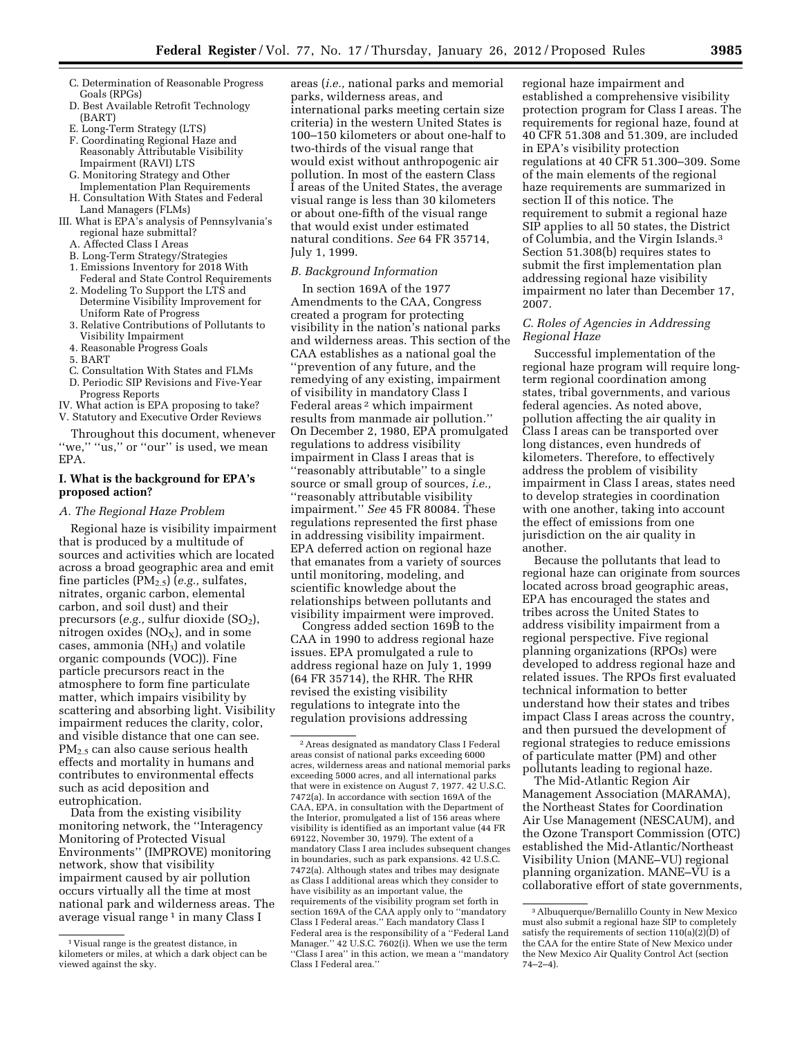C. Determination of Reasonable Progress Goals (RPGs)
D. Best Available Retrofit Technology (BART)
E. Long-Term Strategy (LTS)
F. Coordinating Regional Haze and Reasonably Attributable Visibility Impairment (RAVI) LTS
G. Monitoring Strategy and Other Implementation Plan Requirements
H. Consultation With States and Federal Land Managers (FLMs)

III. What is EPA's analysis of Pennsylvania's regional haze submittal?
A. Affected Class I Areas
B. Long-Term Strategy/Strategies
1. Emissions Inventory for 2018 With Federal and State Control Requirements
2. Modeling To Support the LTS and Determine Visibility Improvement for Uniform Rate of Progress
3. Relative Contributions of Pollutants to Visibility Impairment
4. Reasonable Progress Goals
5. BART
C. Consultation With States and FLMs
D. Periodic SIP Revisions and Five-Year Progress Reports

IV. What action is EPA proposing to take?
V. Statutory and Executive Order Reviews

Throughout this document, whenever "we," "us," or "our" is used, we mean EPA.

## I. What is the background for EPA's proposed action?

### A. The Regional Haze Problem

Regional haze is visibility impairment that is produced by a multitude of sources and activities which are located across a broad geographic area and emit fine particles ($PM_{2.5}$) (*e.g.,* sulfates, nitrates, organic carbon, elemental carbon, and soil dust) and their precursors (*e.g.,* sulfur dioxide ($SO_2$), nitrogen oxides ($NO_X$), and in some cases, ammonia ($NH_3$) and volatile organic compounds (VOC)). Fine particle precursors react in the atmosphere to form fine particulate matter, which impairs visibility by scattering and absorbing light. Visibility impairment reduces the clarity, color, and visible distance that one can see. $PM_{2.5}$ can also cause serious health effects and mortality in humans and contributes to environmental effects such as acid deposition and eutrophication.

Data from the existing visibility monitoring network, the "Interagency Monitoring of Protected Visual Environments" (IMPROVE) monitoring network, show that visibility impairment caused by air pollution occurs virtually all the time at most national park and wilderness areas. The average visual range [1] in many Class I areas (*i.e.,* national parks and memorial parks, wilderness areas, and international parks meeting certain size criteria) in the western United States is 100–150 kilometers or about one-half to two-thirds of the visual range that would exist without anthropogenic air pollution. In most of the eastern Class I areas of the United States, the average visual range is less than 30 kilometers or about one-fifth of the visual range that would exist under estimated natural conditions. *See* 64 FR 35714, July 1, 1999.

### B. Background Information

In section 169A of the 1977 Amendments to the CAA, Congress created a program for protecting visibility in the nation's national parks and wilderness areas. This section of the CAA establishes as a national goal the "prevention of any future, and the remedying of any existing, impairment of visibility in mandatory Class I Federal areas [2] which impairment results from manmade air pollution." On December 2, 1980, EPA promulgated regulations to address visibility impairment in Class I areas that is "reasonably attributable" to a single source or small group of sources, *i.e.,* "reasonably attributable visibility impairment." *See* 45 FR 80084. These regulations represented the first phase in addressing visibility impairment. EPA deferred action on regional haze that emanates from a variety of sources until monitoring, modeling, and scientific knowledge about the relationships between pollutants and visibility impairment were improved.

Congress added section 169B to the CAA in 1990 to address regional haze issues. EPA promulgated a rule to address regional haze on July 1, 1999 (64 FR 35714), the RHR. The RHR revised the existing visibility regulations to integrate into the regulation provisions addressing regional haze impairment and established a comprehensive visibility protection program for Class I areas. The requirements for regional haze, found at 40 CFR 51.308 and 51.309, are included in EPA's visibility protection regulations at 40 CFR 51.300–309. Some of the main elements of the regional haze requirements are summarized in section II of this notice. The requirement to submit a regional haze SIP applies to all 50 states, the District of Columbia, and the Virgin Islands.[3] Section 51.308(b) requires states to submit the first implementation plan addressing regional haze visibility impairment no later than December 17, 2007.

### C. Roles of Agencies in Addressing Regional Haze

Successful implementation of the regional haze program will require long-term regional coordination among states, tribal governments, and various federal agencies. As noted above, pollution affecting the air quality in Class I areas can be transported over long distances, even hundreds of kilometers. Therefore, to effectively address the problem of visibility impairment in Class I areas, states need to develop strategies in coordination with one another, taking into account the effect of emissions from one jurisdiction on the air quality in another.

Because the pollutants that lead to regional haze can originate from sources located across broad geographic areas, EPA has encouraged the states and tribes across the United States to address visibility impairment from a regional perspective. Five regional planning organizations (RPOs) were developed to address regional haze and related issues. The RPOs first evaluated technical information to better understand how their states and tribes impact Class I areas across the country, and then pursued the development of regional strategies to reduce emissions of particulate matter (PM) and other pollutants leading to regional haze.

The Mid-Atlantic Region Air Management Association (MARAMA), the Northeast States for Coordination Air Use Management (NESCAUM), and the Ozone Transport Commission (OTC) established the Mid-Atlantic/Northeast Visibility Union (MANE–VU) regional planning organization. MANE–VU is a collaborative effort of state governments,

---

[1] Visual range is the greatest distance, in kilometers or miles, at which a dark object can be viewed against the sky.

[2] Areas designated as mandatory Class I Federal areas consist of national parks exceeding 6000 acres, wilderness areas and national memorial parks exceeding 5000 acres, and all international parks that were in existence on August 7, 1977. 42 U.S.C. 7472(a). In accordance with section 169A of the CAA, EPA, in consultation with the Department of the Interior, promulgated a list of 156 areas where visibility is identified as an important value (44 FR 69122, November 30, 1979). The extent of a mandatory Class I area includes subsequent changes in boundaries, such as park expansions. 42 U.S.C. 7472(a). Although states and tribes may designate as Class I additional areas which they consider to have visibility as an important value, the requirements of the visibility program set forth in section 169A of the CAA apply only to "mandatory Class I Federal areas." Each mandatory Class I Federal area is the responsibility of a "Federal Land Manager." 42 U.S.C. 7602(i). When we use the term "Class I area" in this action, we mean a "mandatory Class I Federal area."

[3] Albuquerque/Bernalillo County in New Mexico must also submit a regional haze SIP to completely satisfy the requirements of section 110(a)(2)(D) of the CAA for the entire State of New Mexico under the New Mexico Air Quality Control Act (section 74–2–4).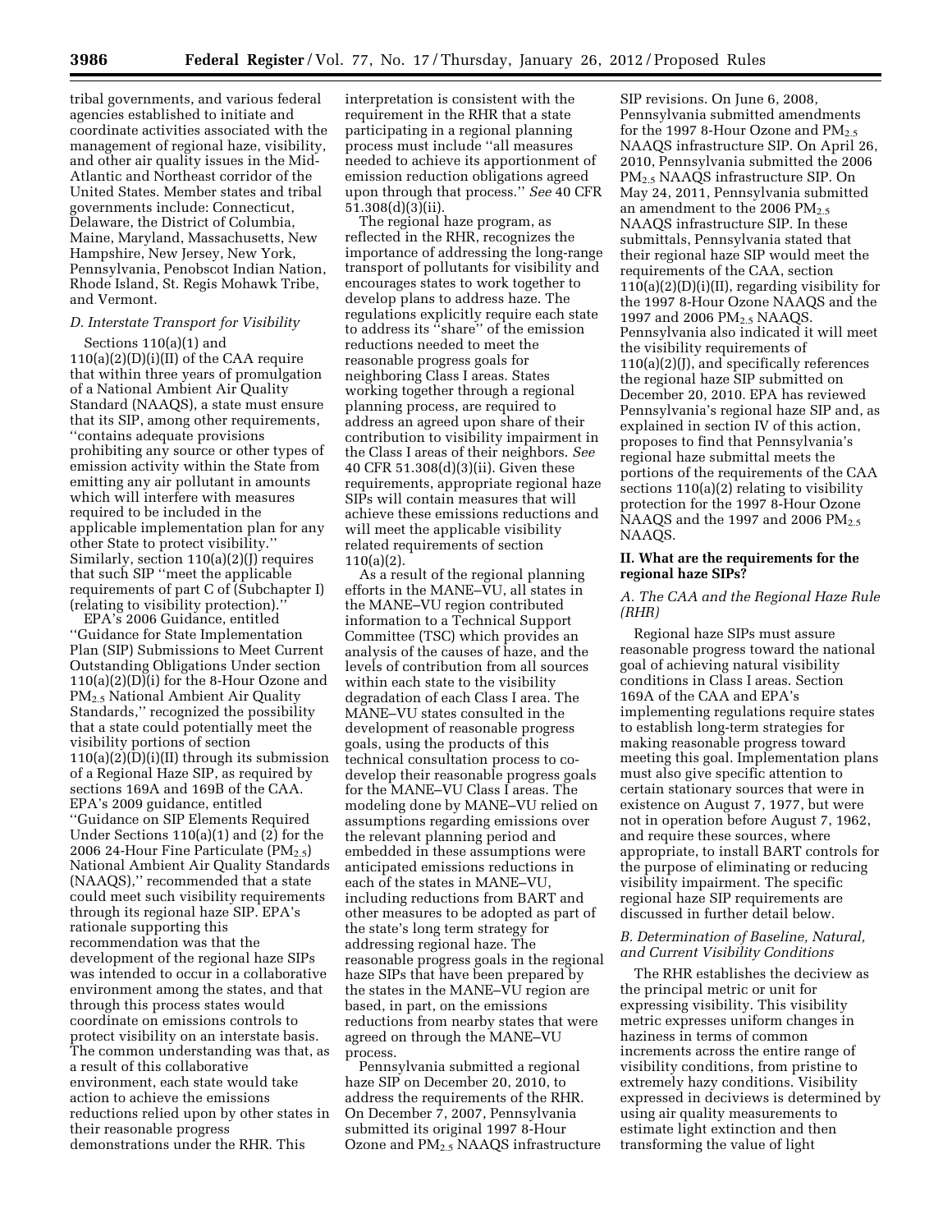tribal governments, and various federal agencies established to initiate and coordinate activities associated with the management of regional haze, visibility, and other air quality issues in the Mid-Atlantic and Northeast corridor of the United States. Member states and tribal governments include: Connecticut, Delaware, the District of Columbia, Maine, Maryland, Massachusetts, New Hampshire, New Jersey, New York, Pennsylvania, Penobscot Indian Nation, Rhode Island, St. Regis Mohawk Tribe, and Vermont.

### *D. Interstate Transport for Visibility*

Sections 110(a)(1) and 110(a)(2)(D)(i)(II) of the CAA require that within three years of promulgation of a National Ambient Air Quality Standard (NAAQS), a state must ensure that its SIP, among other requirements, "contains adequate provisions prohibiting any source or other types of emission activity within the State from emitting any air pollutant in amounts which will interfere with measures required to be included in the applicable implementation plan for any other State to protect visibility." Similarly, section 110(a)(2)(J) requires that such SIP "meet the applicable requirements of part C of (Subchapter I) (relating to visibility protection)."

EPA's 2006 Guidance, entitled "Guidance for State Implementation Plan (SIP) Submissions to Meet Current Outstanding Obligations Under section 110(a)(2)(D)(i) for the 8-Hour Ozone and $PM_{2.5}$ National Ambient Air Quality Standards," recognized the possibility that a state could potentially meet the visibility portions of section 110(a)(2)(D)(i)(II) through its submission of a Regional Haze SIP, as required by sections 169A and 169B of the CAA. EPA's 2009 guidance, entitled "Guidance on SIP Elements Required Under Sections 110(a)(1) and (2) for the 2006 24-Hour Fine Particulate ($PM_{2.5}$) National Ambient Air Quality Standards (NAAQS)," recommended that a state could meet such visibility requirements through its regional haze SIP. EPA's rationale supporting this recommendation was that the development of the regional haze SIPs was intended to occur in a collaborative environment among the states, and that through this process states would coordinate on emissions controls to protect visibility on an interstate basis. The common understanding was that, as a result of this collaborative environment, each state would take action to achieve the emissions reductions relied upon by other states in their reasonable progress demonstrations under the RHR. This interpretation is consistent with the requirement in the RHR that a state participating in a regional planning process must include "all measures needed to achieve its apportionment of emission reduction obligations agreed upon through that process." *See* 40 CFR 51.308(d)(3)(ii).

The regional haze program, as reflected in the RHR, recognizes the importance of addressing the long-range transport of pollutants for visibility and encourages states to work together to develop plans to address haze. The regulations explicitly require each state to address its "share" of the emission reductions needed to meet the reasonable progress goals for neighboring Class I areas. States working together through a regional planning process, are required to address an agreed upon share of their contribution to visibility impairment in the Class I areas of their neighbors. *See* 40 CFR 51.308(d)(3)(ii). Given these requirements, appropriate regional haze SIPs will contain measures that will achieve these emissions reductions and will meet the applicable visibility related requirements of section 110(a)(2).

As a result of the regional planning efforts in the MANE–VU, all states in the MANE–VU region contributed information to a Technical Support Committee (TSC) which provides an analysis of the causes of haze, and the levels of contribution from all sources within each state to the visibility degradation of each Class I area. The MANE–VU states consulted in the development of reasonable progress goals, using the products of this technical consultation process to co-develop their reasonable progress goals for the MANE–VU Class I areas. The modeling done by MANE–VU relied on assumptions regarding emissions over the relevant planning period and embedded in these assumptions were anticipated emissions reductions in each of the states in MANE–VU, including reductions from BART and other measures to be adopted as part of the state's long term strategy for addressing regional haze. The reasonable progress goals in the regional haze SIPs that have been prepared by the states in the MANE–VU region are based, in part, on the emissions reductions from nearby states that were agreed on through the MANE–VU process.

Pennsylvania submitted a regional haze SIP on December 20, 2010, to address the requirements of the RHR. On December 7, 2007, Pennsylvania submitted its original 1997 8-Hour Ozone and $PM_{2.5}$ NAAQS infrastructure SIP revisions. On June 6, 2008, Pennsylvania submitted amendments for the 1997 8-Hour Ozone and $PM_{2.5}$ NAAQS infrastructure SIP. On April 26, 2010, Pennsylvania submitted the 2006 $PM_{2.5}$ NAAQS infrastructure SIP. On May 24, 2011, Pennsylvania submitted an amendment to the 2006 $PM_{2.5}$ NAAQS infrastructure SIP. In these submittals, Pennsylvania stated that their regional haze SIP would meet the requirements of the CAA, section 110(a)(2)(D)(i)(II), regarding visibility for the 1997 8-Hour Ozone NAAQS and the 1997 and 2006 $PM_{2.5}$ NAAQS. Pennsylvania also indicated it will meet the visibility requirements of 110(a)(2)(J), and specifically references the regional haze SIP submitted on December 20, 2010. EPA has reviewed Pennsylvania's regional haze SIP and, as explained in section IV of this action, proposes to find that Pennsylvania's regional haze submittal meets the portions of the requirements of the CAA sections 110(a)(2) relating to visibility protection for the 1997 8-Hour Ozone NAAQS and the 1997 and 2006 $PM_{2.5}$ NAAQS.

## II. What are the requirements for the regional haze SIPs?

### *A. The CAA and the Regional Haze Rule (RHR)*

Regional haze SIPs must assure reasonable progress toward the national goal of achieving natural visibility conditions in Class I areas. Section 169A of the CAA and EPA's implementing regulations require states to establish long-term strategies for making reasonable progress toward meeting this goal. Implementation plans must also give specific attention to certain stationary sources that were in existence on August 7, 1977, but were not in operation before August 7, 1962, and require these sources, where appropriate, to install BART controls for the purpose of eliminating or reducing visibility impairment. The specific regional haze SIP requirements are discussed in further detail below.

### *B. Determination of Baseline, Natural, and Current Visibility Conditions*

The RHR establishes the deciview as the principal metric or unit for expressing visibility. This visibility metric expresses uniform changes in haziness in terms of common increments across the entire range of visibility conditions, from pristine to extremely hazy conditions. Visibility expressed in deciviews is determined by using air quality measurements to estimate light extinction and then transforming the value of light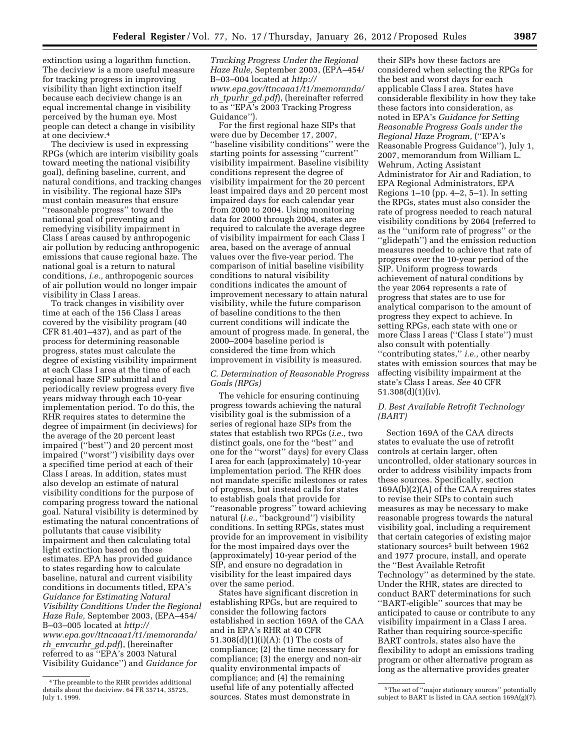extinction using a logarithm function. The deciview is a more useful measure for tracking progress in improving visibility than light extinction itself because each deciview change is an equal incremental change in visibility perceived by the human eye. Most people can detect a change in visibility at one deciview.[4]

The deciview is used in expressing RPGs (which are interim visibility goals toward meeting the national visibility goal), defining baseline, current, and natural conditions, and tracking changes in visibility. The regional haze SIPs must contain measures that ensure ''reasonable progress'' toward the national goal of preventing and remedying visibility impairment in Class I areas caused by anthropogenic air pollution by reducing anthropogenic emissions that cause regional haze. The national goal is a return to natural conditions, *i.e.,* anthropogenic sources of air pollution would no longer impair visibility in Class I areas.

To track changes in visibility over time at each of the 156 Class I areas covered by the visibility program (40 CFR 81.401–437), and as part of the process for determining reasonable progress, states must calculate the degree of existing visibility impairment at each Class I area at the time of each regional haze SIP submittal and periodically review progress every five years midway through each 10-year implementation period. To do this, the RHR requires states to determine the degree of impairment (in deciviews) for the average of the 20 percent least impaired (''best'') and 20 percent most impaired (''worst'') visibility days over a specified time period at each of their Class I areas. In addition, states must also develop an estimate of natural visibility conditions for the purpose of comparing progress toward the national goal. Natural visibility is determined by estimating the natural concentrations of pollutants that cause visibility impairment and then calculating total light extinction based on those estimates. EPA has provided guidance to states regarding how to calculate baseline, natural and current visibility conditions in documents titled, EPA's *Guidance for Estimating Natural Visibility Conditions Under the Regional Haze Rule,* September 2003, (EPA–454/B–03–005 located at *http://www.epa.gov/ttncaaa1/t1/memoranda/rh_envcurhr_gd.pdf*), (hereinafter referred to as ''EPA's 2003 Natural Visibility Guidance'') and *Guidance for Tracking Progress Under the Regional Haze Rule,* September 2003, (EPA–454/B–03–004 located at *http://www.epa.gov/ttncaaa1/t1/memoranda/rh_tpurhr_gd.pdf*), (hereinafter referred to as ''EPA's 2003 Tracking Progress Guidance'').

For the first regional haze SIPs that were due by December 17, 2007, ''baseline visibility conditions'' were the starting points for assessing ''current'' visibility impairment. Baseline visibility conditions represent the degree of visibility impairment for the 20 percent least impaired days and 20 percent most impaired days for each calendar year from 2000 to 2004. Using monitoring data for 2000 through 2004, states are required to calculate the average degree of visibility impairment for each Class I area, based on the average of annual values over the five-year period. The comparison of initial baseline visibility conditions to natural visibility conditions indicates the amount of improvement necessary to attain natural visibility, while the future comparison of baseline conditions to the then current conditions will indicate the amount of progress made. In general, the 2000–2004 baseline period is considered the time from which improvement in visibility is measured.

### *C. Determination of Reasonable Progress Goals (RPGs)*

The vehicle for ensuring continuing progress towards achieving the natural visibility goal is the submission of a series of regional haze SIPs from the states that establish two RPGs (*i.e.,* two distinct goals, one for the ''best'' and one for the ''worst'' days) for every Class I area for each (approximately) 10-year implementation period. The RHR does not mandate specific milestones or rates of progress, but instead calls for states to establish goals that provide for ''reasonable progress'' toward achieving natural (*i.e.,* ''background'') visibility conditions. In setting RPGs, states must provide for an improvement in visibility for the most impaired days over the (approximately) 10-year period of the SIP, and ensure no degradation in visibility for the least impaired days over the same period.

States have significant discretion in establishing RPGs, but are required to consider the following factors established in section 169A of the CAA and in EPA's RHR at 40 CFR 51.308(d)(1)(i)(A): (1) The costs of compliance; (2) the time necessary for compliance; (3) the energy and non-air quality environmental impacts of compliance; and (4) the remaining useful life of any potentially affected sources. States must demonstrate in their SIPs how these factors are considered when selecting the RPGs for the best and worst days for each applicable Class I area. States have considerable flexibility in how they take these factors into consideration, as noted in EPA's *Guidance for Setting Reasonable Progress Goals under the Regional Haze Program,* (''EPA's Reasonable Progress Guidance''), July 1, 2007, memorandum from William L. Wehrum, Acting Assistant Administrator for Air and Radiation, to EPA Regional Administrators, EPA Regions 1–10 (pp. 4–2, 5–1). In setting the RPGs, states must also consider the rate of progress needed to reach natural visibility conditions by 2064 (referred to as the ''uniform rate of progress'' or the ''glidepath'') and the emission reduction measures needed to achieve that rate of progress over the 10-year period of the SIP. Uniform progress towards achievement of natural conditions by the year 2064 represents a rate of progress that states are to use for analytical comparison to the amount of progress they expect to achieve. In setting RPGs, each state with one or more Class I areas (''Class I state'') must also consult with potentially ''contributing states,'' *i.e.,* other nearby states with emission sources that may be affecting visibility impairment at the state's Class I areas. *See* 40 CFR 51.308(d)(1)(iv).

### *D. Best Available Retrofit Technology (BART)*

Section 169A of the CAA directs states to evaluate the use of retrofit controls at certain larger, often uncontrolled, older stationary sources in order to address visibility impacts from these sources. Specifically, section 169A(b)(2)(A) of the CAA requires states to revise their SIPs to contain such measures as may be necessary to make reasonable progress towards the natural visibility goal, including a requirement that certain categories of existing major stationary sources[5] built between 1962 and 1977 procure, install, and operate the ''Best Available Retrofit Technology'' as determined by the state. Under the RHR, states are directed to conduct BART determinations for such ''BART-eligible'' sources that may be anticipated to cause or contribute to any visibility impairment in a Class I area. Rather than requiring source-specific BART controls, states also have the flexibility to adopt an emissions trading program or other alternative program as long as the alternative provides greater

---

[4] The preamble to the RHR provides additional details about the deciview. 64 FR 35714, 35725, July 1, 1999.

[5] The set of ''major stationary sources'' potentially subject to BART is listed in CAA section 169A(g)(7).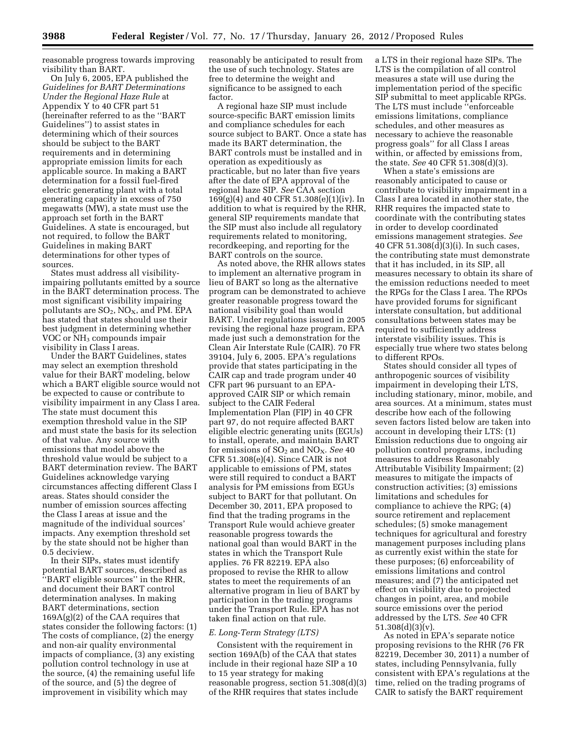reasonable progress towards improving visibility than BART.

On July 6, 2005, EPA published the *Guidelines for BART Determinations Under the Regional Haze Rule* at Appendix Y to 40 CFR part 51 (hereinafter referred to as the ''BART Guidelines'') to assist states in determining which of their sources should be subject to the BART requirements and in determining appropriate emission limits for each applicable source. In making a BART determination for a fossil fuel-fired electric generating plant with a total generating capacity in excess of 750 megawatts (MW), a state must use the approach set forth in the BART Guidelines. A state is encouraged, but not required, to follow the BART Guidelines in making BART determinations for other types of sources.

States must address all visibility-impairing pollutants emitted by a source in the BART determination process. The most significant visibility impairing pollutants are $SO_2$, $NO_X$, and PM. EPA has stated that states should use their best judgment in determining whether VOC or $NH_3$ compounds impair visibility in Class I areas.

Under the BART Guidelines, states may select an exemption threshold value for their BART modeling, below which a BART eligible source would not be expected to cause or contribute to visibility impairment in any Class I area. The state must document this exemption threshold value in the SIP and must state the basis for its selection of that value. Any source with emissions that model above the threshold value would be subject to a BART determination review. The BART Guidelines acknowledge varying circumstances affecting different Class I areas. States should consider the number of emission sources affecting the Class I areas at issue and the magnitude of the individual sources' impacts. Any exemption threshold set by the state should not be higher than 0.5 deciview.

In their SIPs, states must identify potential BART sources, described as ''BART eligible sources'' in the RHR, and document their BART control determination analyses. In making BART determinations, section 169A(g)(2) of the CAA requires that states consider the following factors: (1) The costs of compliance, (2) the energy and non-air quality environmental impacts of compliance, (3) any existing pollution control technology in use at the source, (4) the remaining useful life of the source, and (5) the degree of improvement in visibility which may reasonably be anticipated to result from the use of such technology. States are free to determine the weight and significance to be assigned to each factor.

A regional haze SIP must include source-specific BART emission limits and compliance schedules for each source subject to BART. Once a state has made its BART determination, the BART controls must be installed and in operation as expeditiously as practicable, but no later than five years after the date of EPA approval of the regional haze SIP. *See* CAA section 169(g)(4) and 40 CFR 51.308(e)(1)(iv). In addition to what is required by the RHR, general SIP requirements mandate that the SIP must also include all regulatory requirements related to monitoring, recordkeeping, and reporting for the BART controls on the source.

As noted above, the RHR allows states to implement an alternative program in lieu of BART so long as the alternative program can be demonstrated to achieve greater reasonable progress toward the national visibility goal than would BART. Under regulations issued in 2005 revising the regional haze program, EPA made just such a demonstration for the Clean Air Interstate Rule (CAIR). 70 FR 39104, July 6, 2005. EPA's regulations provide that states participating in the CAIR cap and trade program under 40 CFR part 96 pursuant to an EPA-approved CAIR SIP or which remain subject to the CAIR Federal Implementation Plan (FIP) in 40 CFR part 97, do not require affected BART eligible electric generating units (EGUs) to install, operate, and maintain BART for emissions of $SO_2$ and $NO_X$. *See* 40 CFR 51.308(e)(4). Since CAIR is not applicable to emissions of PM, states were still required to conduct a BART analysis for PM emissions from EGUs subject to BART for that pollutant. On December 30, 2011, EPA proposed to find that the trading programs in the Transport Rule would achieve greater reasonable progress towards the national goal than would BART in the states in which the Transport Rule applies. 76 FR 82219. EPA also proposed to revise the RHR to allow states to meet the requirements of an alternative program in lieu of BART by participation in the trading programs under the Transport Rule. EPA has not taken final action on that rule.

### *E. Long-Term Strategy (LTS)*

Consistent with the requirement in section 169A(b) of the CAA that states include in their regional haze SIP a 10 to 15 year strategy for making reasonable progress, section 51.308(d)(3) of the RHR requires that states include a LTS in their regional haze SIPs. The LTS is the compilation of all control measures a state will use during the implementation period of the specific SIP submittal to meet applicable RPGs. The LTS must include ''enforceable emissions limitations, compliance schedules, and other measures as necessary to achieve the reasonable progress goals'' for all Class I areas within, or affected by emissions from, the state. *See* 40 CFR 51.308(d)(3).

When a state's emissions are reasonably anticipated to cause or contribute to visibility impairment in a Class I area located in another state, the RHR requires the impacted state to coordinate with the contributing states in order to develop coordinated emissions management strategies. *See* 40 CFR 51.308(d)(3)(i). In such cases, the contributing state must demonstrate that it has included, in its SIP, all measures necessary to obtain its share of the emission reductions needed to meet the RPGs for the Class I area. The RPOs have provided forums for significant interstate consultation, but additional consultations between states may be required to sufficiently address interstate visibility issues. This is especially true where two states belong to different RPOs.

States should consider all types of anthropogenic sources of visibility impairment in developing their LTS, including stationary, minor, mobile, and area sources. At a minimum, states must describe how each of the following seven factors listed below are taken into account in developing their LTS: (1) Emission reductions due to ongoing air pollution control programs, including measures to address Reasonably Attributable Visibility Impairment; (2) measures to mitigate the impacts of construction activities; (3) emissions limitations and schedules for compliance to achieve the RPG; (4) source retirement and replacement schedules; (5) smoke management techniques for agricultural and forestry management purposes including plans as currently exist within the state for these purposes; (6) enforceability of emissions limitations and control measures; and (7) the anticipated net effect on visibility due to projected changes in point, area, and mobile source emissions over the period addressed by the LTS. *See* 40 CFR 51.308(d)(3)(v).

As noted in EPA's separate notice proposing revisions to the RHR (76 FR 82219, December 30, 2011) a number of states, including Pennsylvania, fully consistent with EPA's regulations at the time, relied on the trading programs of CAIR to satisfy the BART requirement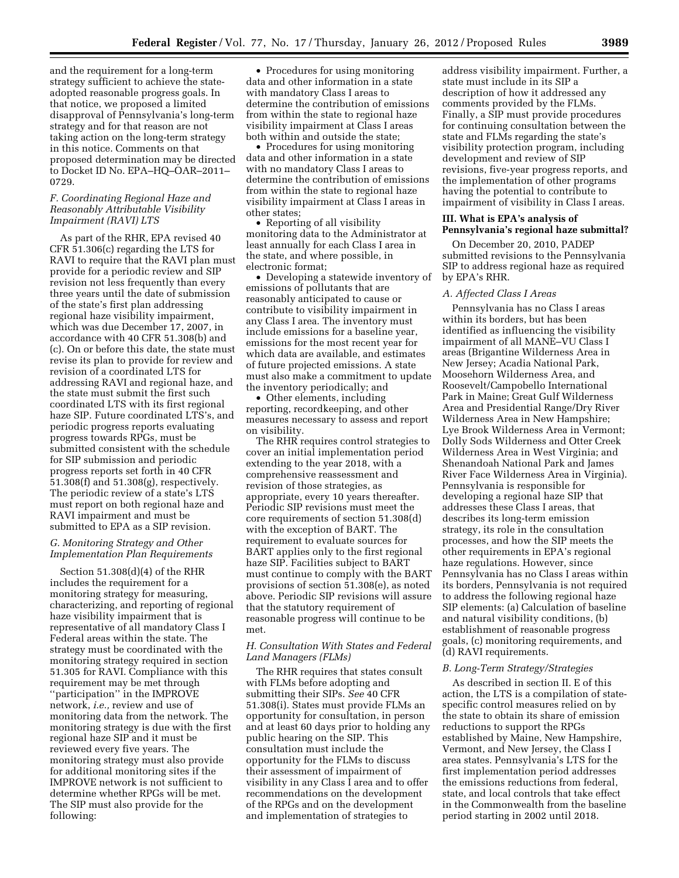and the requirement for a long-term strategy sufficient to achieve the state-adopted reasonable progress goals. In that notice, we proposed a limited disapproval of Pennsylvania's long-term strategy and for that reason are not taking action on the long-term strategy in this notice. Comments on that proposed determination may be directed to Docket ID No. EPA–HQ–OAR–2011–0729.

### F. Coordinating Regional Haze and Reasonably Attributable Visibility Impairment (RAVI) LTS

As part of the RHR, EPA revised 40 CFR 51.306(c) regarding the LTS for RAVI to require that the RAVI plan must provide for a periodic review and SIP revision not less frequently than every three years until the date of submission of the state's first plan addressing regional haze visibility impairment, which was due December 17, 2007, in accordance with 40 CFR 51.308(b) and (c). On or before this date, the state must revise its plan to provide for review and revision of a coordinated LTS for addressing RAVI and regional haze, and the state must submit the first such coordinated LTS with its first regional haze SIP. Future coordinated LTS's, and periodic progress reports evaluating progress towards RPGs, must be submitted consistent with the schedule for SIP submission and periodic progress reports set forth in 40 CFR 51.308(f) and 51.308(g), respectively. The periodic review of a state's LTS must report on both regional haze and RAVI impairment and must be submitted to EPA as a SIP revision.

### G. Monitoring Strategy and Other Implementation Plan Requirements

Section 51.308(d)(4) of the RHR includes the requirement for a monitoring strategy for measuring, characterizing, and reporting of regional haze visibility impairment that is representative of all mandatory Class I Federal areas within the state. The strategy must be coordinated with the monitoring strategy required in section 51.305 for RAVI. Compliance with this requirement may be met through ''participation'' in the IMPROVE network, *i.e.,* review and use of monitoring data from the network. The monitoring strategy is due with the first regional haze SIP and it must be reviewed every five years. The monitoring strategy must also provide for additional monitoring sites if the IMPROVE network is not sufficient to determine whether RPGs will be met. The SIP must also provide for the following:

- Procedures for using monitoring data and other information in a state with mandatory Class I areas to determine the contribution of emissions from within the state to regional haze visibility impairment at Class I areas both within and outside the state;
- Procedures for using monitoring data and other information in a state with no mandatory Class I areas to determine the contribution of emissions from within the state to regional haze visibility impairment at Class I areas in other states;
- Reporting of all visibility monitoring data to the Administrator at least annually for each Class I area in the state, and where possible, in electronic format;
- Developing a statewide inventory of emissions of pollutants that are reasonably anticipated to cause or contribute to visibility impairment in any Class I area. The inventory must include emissions for a baseline year, emissions for the most recent year for which data are available, and estimates of future projected emissions. A state must also make a commitment to update the inventory periodically; and
- Other elements, including reporting, recordkeeping, and other measures necessary to assess and report on visibility.

The RHR requires control strategies to cover an initial implementation period extending to the year 2018, with a comprehensive reassessment and revision of those strategies, as appropriate, every 10 years thereafter. Periodic SIP revisions must meet the core requirements of section 51.308(d) with the exception of BART. The requirement to evaluate sources for BART applies only to the first regional haze SIP. Facilities subject to BART must continue to comply with the BART provisions of section 51.308(e), as noted above. Periodic SIP revisions will assure that the statutory requirement of reasonable progress will continue to be met.

### H. Consultation With States and Federal Land Managers (FLMs)

The RHR requires that states consult with FLMs before adopting and submitting their SIPs. *See* 40 CFR 51.308(i). States must provide FLMs an opportunity for consultation, in person and at least 60 days prior to holding any public hearing on the SIP. This consultation must include the opportunity for the FLMs to discuss their assessment of impairment of visibility in any Class I area and to offer recommendations on the development of the RPGs and on the development and implementation of strategies to address visibility impairment. Further, a state must include in its SIP a description of how it addressed any comments provided by the FLMs. Finally, a SIP must provide procedures for continuing consultation between the state and FLMs regarding the state's visibility protection program, including development and review of SIP revisions, five-year progress reports, and the implementation of other programs having the potential to contribute to impairment of visibility in Class I areas.

## III. What is EPA's analysis of Pennsylvania's regional haze submittal?

On December 20, 2010, PADEP submitted revisions to the Pennsylvania SIP to address regional haze as required by EPA's RHR.

### A. Affected Class I Areas

Pennsylvania has no Class I areas within its borders, but has been identified as influencing the visibility impairment of all MANE–VU Class I areas (Brigantine Wilderness Area in New Jersey; Acadia National Park, Moosehorn Wilderness Area, and Roosevelt/Campobello International Park in Maine; Great Gulf Wilderness Area and Presidential Range/Dry River Wilderness Area in New Hampshire; Lye Brook Wilderness Area in Vermont; Dolly Sods Wilderness and Otter Creek Wilderness Area in West Virginia; and Shenandoah National Park and James River Face Wilderness Area in Virginia). Pennsylvania is responsible for developing a regional haze SIP that addresses these Class I areas, that describes its long-term emission strategy, its role in the consultation processes, and how the SIP meets the other requirements in EPA's regional haze regulations. However, since Pennsylvania has no Class I areas within its borders, Pennsylvania is not required to address the following regional haze SIP elements: (a) Calculation of baseline and natural visibility conditions, (b) establishment of reasonable progress goals, (c) monitoring requirements, and (d) RAVI requirements.

### B. Long-Term Strategy/Strategies

As described in section II. E of this action, the LTS is a compilation of state-specific control measures relied on by the state to obtain its share of emission reductions to support the RPGs established by Maine, New Hampshire, Vermont, and New Jersey, the Class I area states. Pennsylvania's LTS for the first implementation period addresses the emissions reductions from federal, state, and local controls that take effect in the Commonwealth from the baseline period starting in 2002 until 2018.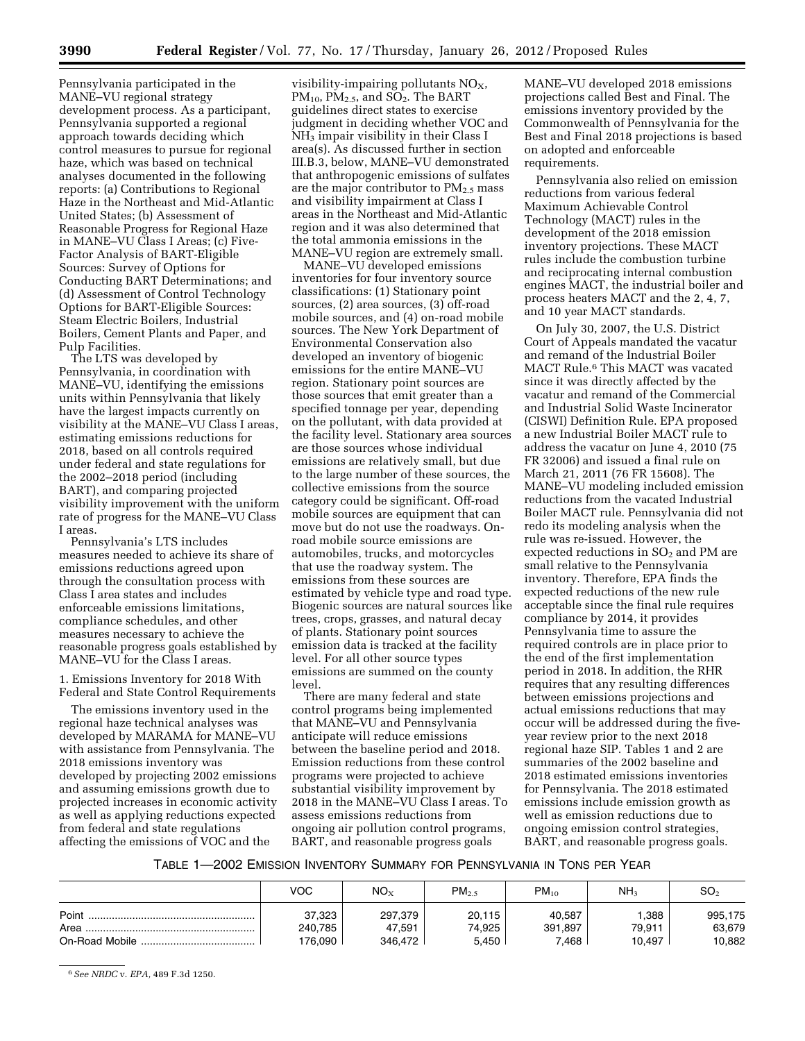Pennsylvania participated in the MANE–VU regional strategy development process. As a participant, Pennsylvania supported a regional approach towards deciding which control measures to pursue for regional haze, which was based on technical analyses documented in the following reports: (a) Contributions to Regional Haze in the Northeast and Mid-Atlantic United States; (b) Assessment of Reasonable Progress for Regional Haze in MANE–VU Class I Areas; (c) Five-Factor Analysis of BART-Eligible Sources: Survey of Options for Conducting BART Determinations; and (d) Assessment of Control Technology Options for BART-Eligible Sources: Steam Electric Boilers, Industrial Boilers, Cement Plants and Paper, and Pulp Facilities.

The LTS was developed by Pennsylvania, in coordination with MANE–VU, identifying the emissions units within Pennsylvania that likely have the largest impacts currently on visibility at the MANE–VU Class I areas, estimating emissions reductions for 2018, based on all controls required under federal and state regulations for the 2002–2018 period (including BART), and comparing projected visibility improvement with the uniform rate of progress for the MANE–VU Class I areas.

Pennsylvania's LTS includes measures needed to achieve its share of emissions reductions agreed upon through the consultation process with Class I area states and includes enforceable emissions limitations, compliance schedules, and other measures necessary to achieve the reasonable progress goals established by MANE–VU for the Class I areas.

1. Emissions Inventory for 2018 With Federal and State Control Requirements

The emissions inventory used in the regional haze technical analyses was developed by MARAMA for MANE–VU with assistance from Pennsylvania. The 2018 emissions inventory was developed by projecting 2002 emissions and assuming emissions growth due to projected increases in economic activity as well as applying reductions expected from federal and state regulations affecting the emissions of VOC and the visibility-impairing pollutants $NO_X$, $PM_{10}$, $PM_{2.5}$, and $SO_2$. The BART guidelines direct states to exercise judgment in deciding whether VOC and $NH_3$ impair visibility in their Class I area(s). As discussed further in section III.B.3, below, MANE–VU demonstrated that anthropogenic emissions of sulfates are the major contributor to $PM_{2.5}$ mass and visibility impairment at Class I areas in the Northeast and Mid-Atlantic region and it was also determined that the total ammonia emissions in the MANE–VU region are extremely small.

MANE–VU developed emissions inventories for four inventory source classifications: (1) Stationary point sources, (2) area sources, (3) off-road mobile sources, and (4) on-road mobile sources. The New York Department of Environmental Conservation also developed an inventory of biogenic emissions for the entire MANE–VU region. Stationary point sources are those sources that emit greater than a specified tonnage per year, depending on the pollutant, with data provided at the facility level. Stationary area sources are those sources whose individual emissions are relatively small, but due to the large number of these sources, the collective emissions from the source category could be significant. Off-road mobile sources are equipment that can move but do not use the roadways. On-road mobile source emissions are automobiles, trucks, and motorcycles that use the roadway system. The emissions from these sources are estimated by vehicle type and road type. Biogenic sources are natural sources like trees, crops, grasses, and natural decay of plants. Stationary point sources emission data is tracked at the facility level. For all other source types emissions are summed on the county level.

There are many federal and state control programs being implemented that MANE–VU and Pennsylvania anticipate will reduce emissions between the baseline period and 2018. Emission reductions from these control programs were projected to achieve substantial visibility improvement by 2018 in the MANE–VU Class I areas. To assess emissions reductions from ongoing air pollution control programs, BART, and reasonable progress goals MANE–VU developed 2018 emissions projections called Best and Final. The emissions inventory provided by the Commonwealth of Pennsylvania for the Best and Final 2018 projections is based on adopted and enforceable requirements.

Pennsylvania also relied on emission reductions from various federal Maximum Achievable Control Technology (MACT) rules in the development of the 2018 emission inventory projections. These MACT rules include the combustion turbine and reciprocating internal combustion engines MACT, the industrial boiler and process heaters MACT and the 2, 4, 7, and 10 year MACT standards.

On July 30, 2007, the U.S. District Court of Appeals mandated the vacatur and remand of the Industrial Boiler MACT Rule.[6] This MACT was vacated since it was directly affected by the vacatur and remand of the Commercial and Industrial Solid Waste Incinerator (CISWI) Definition Rule. EPA proposed a new Industrial Boiler MACT rule to address the vacatur on June 4, 2010 (75 FR 32006) and issued a final rule on March 21, 2011 (76 FR 15608). The MANE–VU modeling included emission reductions from the vacated Industrial Boiler MACT rule. Pennsylvania did not redo its modeling analysis when the rule was re-issued. However, the expected reductions in $SO_2$ and PM are small relative to the Pennsylvania inventory. Therefore, EPA finds the expected reductions of the new rule acceptable since the final rule requires compliance by 2014, it provides Pennsylvania time to assure the required controls are in place prior to the end of the first implementation period in 2018. In addition, the RHR requires that any resulting differences between emissions projections and actual emissions reductions that may occur will be addressed during the five-year review prior to the next 2018 regional haze SIP. Tables 1 and 2 are summaries of the 2002 baseline and 2018 estimated emissions inventories for Pennsylvania. The 2018 estimated emissions include emission growth as well as emission reductions due to ongoing emission control strategies, BART, and reasonable progress goals.

TABLE 1—2002 EMISSION INVENTORY SUMMARY FOR PENNSYLVANIA IN TONS PER YEAR

| | VOC | $NO_X$ | $PM_{2.5}$ | $PM_{10}$ | $NH_3$ | $SO_2$ |
|---|---|---|---|---|---|---|
| Point | 37,323 | 297,379 | 20,115 | 40,587 | 1,388 | 995,175 |
| Area | 240,785 | 47,591 | 74,925 | 391,897 | 79,911 | 63,679 |
| On-Road Mobile | 176,090 | 346,472 | 5,450 | 7,468 | 10,497 | 10,882 |

[6] *See NRDC* v. *EPA,* 489 F.3d 1250.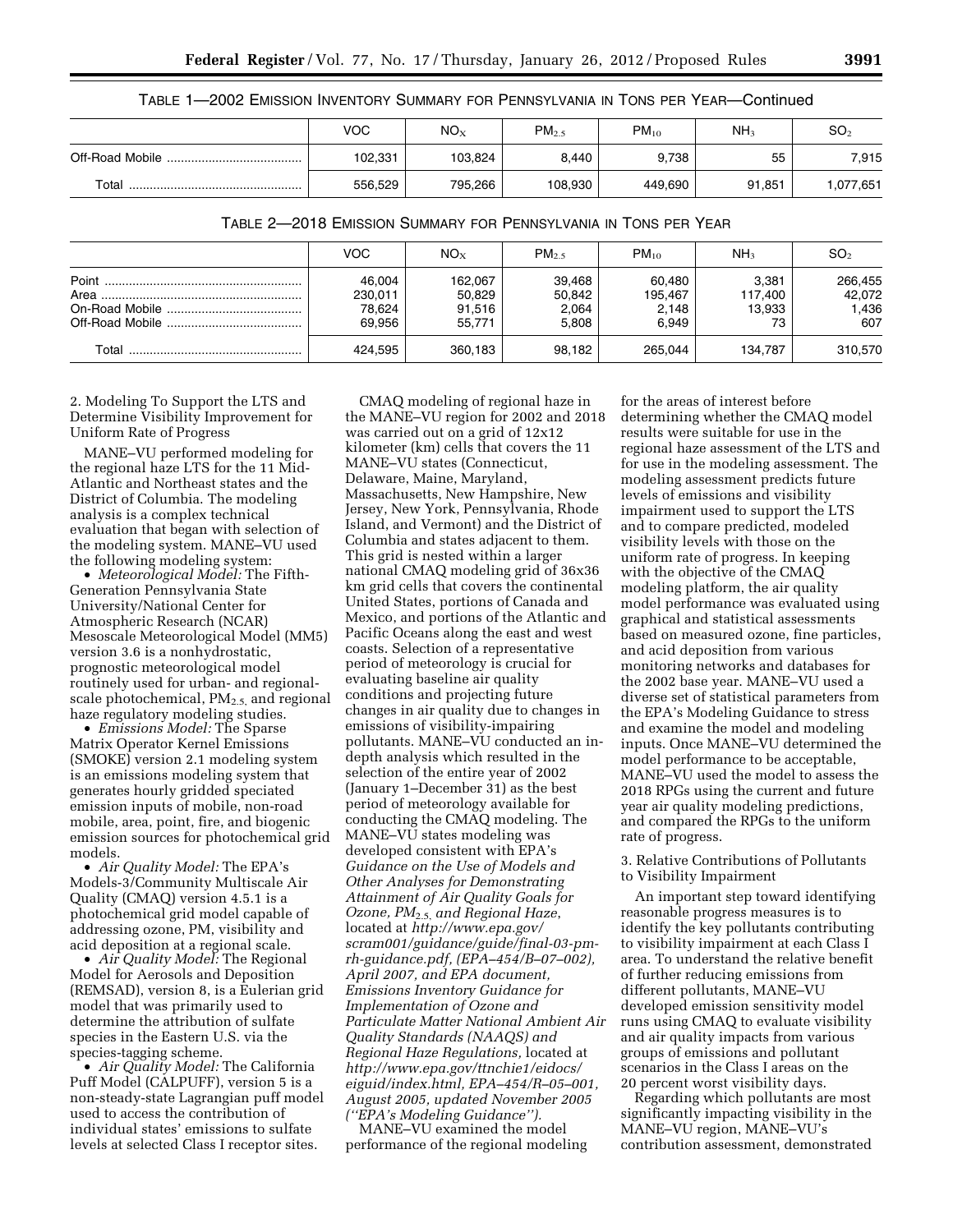TABLE 1—2002 EMISSION INVENTORY SUMMARY FOR PENNSYLVANIA IN TONS PER YEAR—Continued

| | VOC | $NO_X$ | $PM_{2.5}$ | $PM_{10}$ | $NH_3$ | $SO_2$ |
|---|---|---|---|---|---|---|
| Off-Road Mobile | 102,331 | 103,824 | 8,440 | 9,738 | 55 | 7,915 |
| Total | 556,529 | 795,266 | 108,930 | 449,690 | 91,851 | 1,077,651 |

TABLE 2—2018 EMISSION SUMMARY FOR PENNSYLVANIA IN TONS PER YEAR

| | VOC | $NO_X$ | $PM_{2.5}$ | $PM_{10}$ | $NH_3$ | $SO_2$ |
|---|---|---|---|---|---|---|
| Point | 46,004 | 162,067 | 39,468 | 60,480 | 3,381 | 266,455 |
| Area | 230,011 | 50,829 | 50,842 | 195,467 | 117,400 | 42,072 |
| On-Road Mobile | 78,624 | 91,516 | 2,064 | 2,148 | 13,933 | 1,436 |
| Off-Road Mobile | 69,956 | 55,771 | 5,808 | 6,949 | 73 | 607 |
| Total | 424,595 | 360,183 | 98,182 | 265,044 | 134,787 | 310,570 |

2. Modeling To Support the LTS and Determine Visibility Improvement for Uniform Rate of Progress

MANE–VU performed modeling for the regional haze LTS for the 11 Mid-Atlantic and Northeast states and the District of Columbia. The modeling analysis is a complex technical evaluation that began with selection of the modeling system. MANE–VU used the following modeling system:

- *Meteorological Model:* The Fifth-Generation Pennsylvania State University/National Center for Atmospheric Research (NCAR) Mesoscale Meteorological Model (MM5) version 3.6 is a nonhydrostatic, prognostic meteorological model routinely used for urban- and regional-scale photochemical, $PM_{2.5}$, and regional haze regulatory modeling studies.
- *Emissions Model:* The Sparse Matrix Operator Kernel Emissions (SMOKE) version 2.1 modeling system is an emissions modeling system that generates hourly gridded speciated emission inputs of mobile, non-road mobile, area, point, fire, and biogenic emission sources for photochemical grid models.
- *Air Quality Model:* The EPA's Models-3/Community Multiscale Air Quality (CMAQ) version 4.5.1 is a photochemical grid model capable of addressing ozone, PM, visibility and acid deposition at a regional scale.
- *Air Quality Model:* The Regional Model for Aerosols and Deposition (REMSAD), version 8, is a Eulerian grid model that was primarily used to determine the attribution of sulfate species in the Eastern U.S. via the species-tagging scheme.
- *Air Quality Model:* The California Puff Model (CALPUFF), version 5 is a non-steady-state Lagrangian puff model used to access the contribution of individual states' emissions to sulfate levels at selected Class I receptor sites.

CMAQ modeling of regional haze in the MANE–VU region for 2002 and 2018 was carried out on a grid of 12x12 kilometer (km) cells that covers the 11 MANE–VU states (Connecticut, Delaware, Maine, Maryland, Massachusetts, New Hampshire, New Jersey, New York, Pennsylvania, Rhode Island, and Vermont) and the District of Columbia and states adjacent to them. This grid is nested within a larger national CMAQ modeling grid of 36x36 km grid cells that covers the continental United States, portions of Canada and Mexico, and portions of the Atlantic and Pacific Oceans along the east and west coasts. Selection of a representative period of meteorology is crucial for evaluating baseline air quality conditions and projecting future changes in air quality due to changes in emissions of visibility-impairing pollutants. MANE–VU conducted an in-depth analysis which resulted in the selection of the entire year of 2002 (January 1–December 31) as the best period of meteorology available for conducting the CMAQ modeling. The MANE–VU states modeling was developed consistent with EPA's *Guidance on the Use of Models and Other Analyses for Demonstrating Attainment of Air Quality Goals for Ozone, $PM_{2.5}$, and Regional Haze*, located at *http://www.epa.gov/scram001/guidance/guide/final-03-pm-rh-guidance.pdf, (EPA–454/B–07–002), April 2007, and EPA document, Emissions Inventory Guidance for Implementation of Ozone and Particulate Matter National Ambient Air Quality Standards (NAAQS) and Regional Haze Regulations,* located at *http://www.epa.gov/ttnchie1/eidocs/eiguid/index.html, EPA–454/R–05–001, August 2005, updated November 2005 ("EPA's Modeling Guidance").*

MANE–VU examined the model performance of the regional modeling for the areas of interest before determining whether the CMAQ model results were suitable for use in the regional haze assessment of the LTS and for use in the modeling assessment. The modeling assessment predicts future levels of emissions and visibility impairment used to support the LTS and to compare predicted, modeled visibility levels with those on the uniform rate of progress. In keeping with the objective of the CMAQ modeling platform, the air quality model performance was evaluated using graphical and statistical assessments based on measured ozone, fine particles, and acid deposition from various monitoring networks and databases for the 2002 base year. MANE–VU used a diverse set of statistical parameters from the EPA's Modeling Guidance to stress and examine the model and modeling inputs. Once MANE–VU determined the model performance to be acceptable, MANE–VU used the model to assess the 2018 RPGs using the current and future year air quality modeling predictions, and compared the RPGs to the uniform rate of progress.

3. Relative Contributions of Pollutants to Visibility Impairment

An important step toward identifying reasonable progress measures is to identify the key pollutants contributing to visibility impairment at each Class I area. To understand the relative benefit of further reducing emissions from different pollutants, MANE–VU developed emission sensitivity model runs using CMAQ to evaluate visibility and air quality impacts from various groups of emissions and pollutant scenarios in the Class I areas on the 20 percent worst visibility days.

Regarding which pollutants are most significantly impacting visibility in the MANE–VU region, MANE–VU's contribution assessment, demonstrated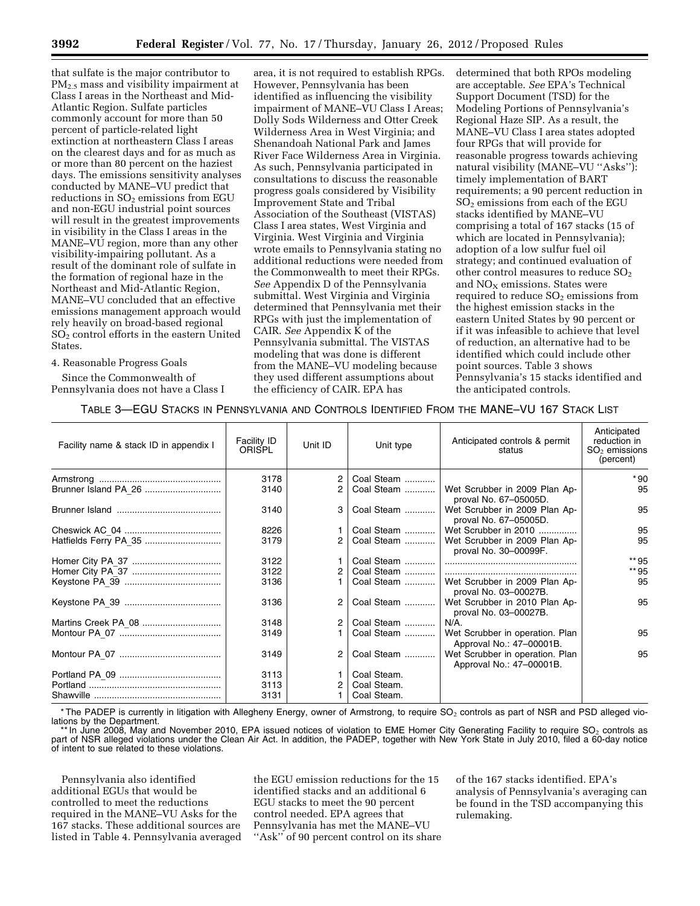that sulfate is the major contributor to $PM_{2.5}$ mass and visibility impairment at Class I areas in the Northeast and Mid-Atlantic Region. Sulfate particles commonly account for more than 50 percent of particle-related light extinction at northeastern Class I areas on the clearest days and for as much as or more than 80 percent on the haziest days. The emissions sensitivity analyses conducted by MANE–VU predict that reductions in $SO_2$ emissions from EGU and non-EGU industrial point sources will result in the greatest improvements in visibility in the Class I areas in the MANE–VU region, more than any other visibility-impairing pollutant. As a result of the dominant role of sulfate in the formation of regional haze in the Northeast and Mid-Atlantic Region, MANE–VU concluded that an effective emissions management approach would rely heavily on broad-based regional $SO_2$ control efforts in the eastern United States.

4. Reasonable Progress Goals

Since the Commonwealth of Pennsylvania does not have a Class I area, it is not required to establish RPGs. However, Pennsylvania has been identified as influencing the visibility impairment of MANE–VU Class I Areas; Dolly Sods Wilderness and Otter Creek Wilderness Area in West Virginia; and Shenandoah National Park and James River Face Wilderness Area in Virginia. As such, Pennsylvania participated in consultations to discuss the reasonable progress goals considered by Visibility Improvement State and Tribal Association of the Southeast (VISTAS) Class I area states, West Virginia and Virginia. West Virginia and Virginia wrote emails to Pennsylvania stating no additional reductions were needed from the Commonwealth to meet their RPGs. *See* Appendix D of the Pennsylvania submittal. West Virginia and Virginia determined that Pennsylvania met their RPGs with just the implementation of CAIR. *See* Appendix K of the Pennsylvania submittal. The VISTAS modeling that was done is different from the MANE–VU modeling because they used different assumptions about the efficiency of CAIR. EPA has determined that both RPOs modeling are acceptable. *See* EPA's Technical Support Document (TSD) for the Modeling Portions of Pennsylvania's Regional Haze SIP. As a result, the MANE–VU Class I area states adopted four RPGs that will provide for reasonable progress towards achieving natural visibility (MANE–VU "Asks"): timely implementation of BART requirements; a 90 percent reduction in $SO_2$ emissions from each of the EGU stacks identified by MANE–VU comprising a total of 167 stacks (15 of which are located in Pennsylvania); adoption of a low sulfur fuel oil strategy; and continued evaluation of other control measures to reduce $SO_2$ and $NO_X$ emissions. States were required to reduce $SO_2$ emissions from the highest emission stacks in the eastern United States by 90 percent or if it was infeasible to achieve that level of reduction, an alternative had to be identified which could include other point sources. Table 3 shows Pennsylvania's 15 stacks identified and the anticipated controls.

TABLE 3—EGU STACKS IN PENNSYLVANIA AND CONTROLS IDENTIFIED FROM THE MANE–VU 167 STACK LIST

| Facility name & stack ID in appendix I | Facility ID ORISPL | Unit ID | Unit type | Anticipated controls & permit status | Anticipated reduction in $SO_2$ emissions (percent) |
|---|---|---|---|---|---|
| Armstrong | 3178 | 2 | Coal Steam | | *90 |
| Brunner Island PA_26 | 3140 | 2 | Coal Steam | Wet Scrubber in 2009 Plan Approval No. 67–05005D. | 95 |
| Brunner Island | 3140 | 3 | Coal Steam | Wet Scrubber in 2009 Plan Approval No. 67–05005D. | 95 |
| Cheswick AC_04 | 8226 | 1 | Coal Steam | Wet Scrubber in 2010 | 95 |
| Hatfields Ferry PA_35 | 3179 | 2 | Coal Steam | Wet Scrubber in 2009 Plan Approval No. 30–00099F. | 95 |
| Homer City PA_37 | 3122 | 1 | Coal Steam | | **95 |
| Homer City PA_37 | 3122 | 2 | Coal Steam | | **95 |
| Keystone PA_39 | 3136 | 1 | Coal Steam | Wet Scrubber in 2009 Plan Approval No. 03–00027B. | 95 |
| Keystone PA_39 | 3136 | 2 | Coal Steam | Wet Scrubber in 2010 Plan Approval No. 03–00027B. | 95 |
| Martins Creek PA_08 | 3148 | 2 | Coal Steam | N/A. | |
| Montour PA_07 | 3149 | 1 | Coal Steam | Wet Scrubber in operation. Plan Approval No.: 47–00001B. | 95 |
| Montour PA_07 | 3149 | 2 | Coal Steam | Wet Scrubber in operation. Plan Approval No.: 47–00001B. | 95 |
| Portland PA_09 | 3113 | 1 | Coal Steam. | | |
| Portland | 3113 | 2 | Coal Steam. | | |
| Shawville | 3131 | 1 | Coal Steam. | | |

\* The PADEP is currently in litigation with Allegheny Energy, owner of Armstrong, to require $SO_2$ controls as part of NSR and PSD alleged violations by the Department.

\*\* In June 2008, May and November 2010, EPA issued notices of violation to EME Homer City Generating Facility to require $SO_2$ controls as part of NSR alleged violations under the Clean Air Act. In addition, the PADEP, together with New York State in July 2010, filed a 60-day notice of intent to sue related to these violations.

Pennsylvania also identified additional EGUs that would be controlled to meet the reductions required in the MANE–VU Asks for the 167 stacks. These additional sources are listed in Table 4. Pennsylvania averaged the EGU emission reductions for the 15 identified stacks and an additional 6 EGU stacks to meet the 90 percent control needed. EPA agrees that Pennsylvania has met the MANE–VU "Ask" of 90 percent control on its share of the 167 stacks identified. EPA's analysis of Pennsylvania's averaging can be found in the TSD accompanying this rulemaking.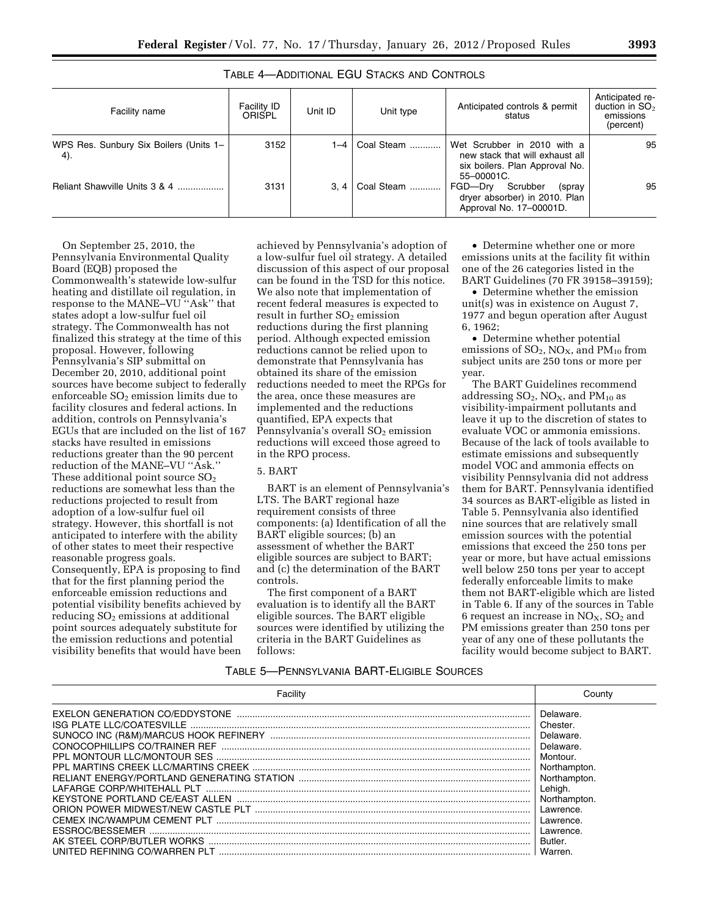TABLE 4—ADDITIONAL EGU STACKS AND CONTROLS

| Facility name | Facility ID ORISPL | Unit ID | Unit type | Anticipated controls & permit status | Anticipated reduction in $SO_2$ emissions (percent) |
|---|---|---|---|---|---|
| WPS Res. Sunbury Six Boilers (Units 1–4). | 3152 | 1–4 | Coal Steam | Wet Scrubber in 2010 with a new stack that will exhaust all six boilers. Plan Approval No. 55–00001C. | 95 |
| Reliant Shawville Units 3 & 4 | 3131 | 3, 4 | Coal Steam | FGD—Dry Scrubber (spray dryer absorber) in 2010. Plan Approval No. 17–00001D. | 95 |

On September 25, 2010, the Pennsylvania Environmental Quality Board (EQB) proposed the Commonwealth's statewide low-sulfur heating and distillate oil regulation, in response to the MANE–VU "Ask" that states adopt a low-sulfur fuel oil strategy. The Commonwealth has not finalized this strategy at the time of this proposal. However, following Pennsylvania's SIP submittal on December 20, 2010, additional point sources have become subject to federally enforceable $SO_2$ emission limits due to facility closures and federal actions. In addition, controls on Pennsylvania's EGUs that are included on the list of 167 stacks have resulted in emissions reductions greater than the 90 percent reduction of the MANE–VU "Ask." These additional point source $SO_2$ reductions are somewhat less than the reductions projected to result from adoption of a low-sulfur fuel oil strategy. However, this shortfall is not anticipated to interfere with the ability of other states to meet their respective reasonable progress goals. Consequently, EPA is proposing to find that for the first planning period the enforceable emission reductions and potential visibility benefits achieved by reducing $SO_2$ emissions at additional point sources adequately substitute for the emission reductions and potential visibility benefits that would have been achieved by Pennsylvania's adoption of a low-sulfur fuel oil strategy. A detailed discussion of this aspect of our proposal can be found in the TSD for this notice. We also note that implementation of recent federal measures is expected to result in further $SO_2$ emission reductions during the first planning period. Although expected emission reductions cannot be relied upon to demonstrate that Pennsylvania has obtained its share of the emission reductions needed to meet the RPGs for the area, once these measures are implemented and the reductions quantified, EPA expects that Pennsylvania's overall $SO_2$ emission reductions will exceed those agreed to in the RPO process.

5. BART

BART is an element of Pennsylvania's LTS. The BART regional haze requirement consists of three components: (a) Identification of all the BART eligible sources; (b) an assessment of whether the BART eligible sources are subject to BART; and (c) the determination of the BART controls.

The first component of a BART evaluation is to identify all the BART eligible sources. The BART eligible sources were identified by utilizing the criteria in the BART Guidelines as follows:

- Determine whether one or more emissions units at the facility fit within one of the 26 categories listed in the BART Guidelines (70 FR 39158–39159);
- Determine whether the emission unit(s) was in existence on August 7, 1977 and begun operation after August 6, 1962;
- Determine whether potential emissions of $SO_2$, $NO_X$, and $PM_{10}$ from subject units are 250 tons or more per year.

The BART Guidelines recommend addressing $SO_2$, $NO_X$, and $PM_{10}$ as visibility-impairment pollutants and leave it up to the discretion of states to evaluate VOC or ammonia emissions. Because of the lack of tools available to estimate emissions and subsequently model VOC and ammonia effects on visibility Pennsylvania did not address them for BART. Pennsylvania identified 34 sources as BART-eligible as listed in Table 5. Pennsylvania also identified nine sources that are relatively small emission sources with the potential emissions that exceed the 250 tons per year or more, but have actual emissions well below 250 tons per year to accept federally enforceable limits to make them not BART-eligible which are listed in Table 6. If any of the sources in Table 6 request an increase in $NO_X$, $SO_2$ and PM emissions greater than 250 tons per year of any one of these pollutants the facility would become subject to BART.

TABLE 5—PENNSYLVANIA BART-ELIGIBLE SOURCES

| Facility | County |
|---|---|
| EXELON GENERATION CO/EDDYSTONE | Delaware. |
| ISG PLATE LLC/COATESVILLE | Chester. |
| SUNOCO INC (R&M)/MARCUS HOOK REFINERY | Delaware. |
| CONOCOPHILLIPS CO/TRAINER REF | Delaware. |
| PPL MONTOUR LLC/MONTOUR SES | Montour. |
| PPL MARTINS CREEK LLC/MARTINS CREEK | Northampton. |
| RELIANT ENERGY/PORTLAND GENERATING STATION | Northampton. |
| LAFARGE CORP/WHITEHALL PLT | Lehigh. |
| KEYSTONE PORTLAND CE/EAST ALLEN | Northampton. |
| ORION POWER MIDWEST/NEW CASTLE PLT | Lawrence. |
| CEMEX INC/WAMPUM CEMENT PLT | Lawrence. |
| ESSROC/BESSEMER | Lawrence. |
| AK STEEL CORP/BUTLER WORKS | Butler. |
| UNITED REFINING CO/WARREN PLT | Warren. |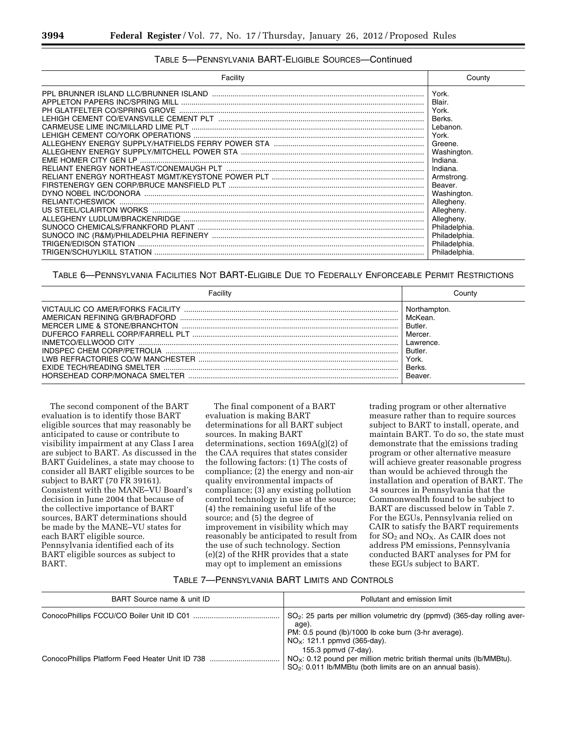TABLE 5—PENNSYLVANIA BART-ELIGIBLE SOURCES—Continued

| Facility | County |
|---|---|
| PPL BRUNNER ISLAND LLC/BRUNNER ISLAND | York. |
| APPLETON PAPERS INC/SPRING MILL | Blair. |
| PH GLATFELTER CO/SPRING GROVE | York. |
| LEHIGH CEMENT CO/EVANSVILLE CEMENT PLT | Berks. |
| CARMEUSE LIME INC/MILLARD LIME PLT | Lebanon. |
| LEHIGH CEMENT CO/YORK OPERATIONS | York. |
| ALLEGHENY ENERGY SUPPLY/HATFIELDS FERRY POWER STA | Greene. |
| ALLEGHENY ENERGY SUPPLY/MITCHELL POWER STA | Washington. |
| EME HOMER CITY GEN LP | Indiana. |
| RELIANT ENERGY NORTHEAST/CONEMAUGH PLT | Indiana. |
| RELIANT ENERGY NORTHEAST MGMT/KEYSTONE POWER PLT | Armstrong. |
| FIRSTENERGY GEN CORP/BRUCE MANSFIELD PLT | Beaver. |
| DYNO NOBEL INC/DONORA | Washington. |
| RELIANT/CHESWICK | Allegheny. |
| US STEEL/CLAIRTON WORKS | Allegheny. |
| ALLEGHENY LUDLUM/BRACKENRIDGE | Allegheny. |
| SUNOCO CHEMICALS/FRANKFORD PLANT | Philadelphia. |
| SUNOCO INC (R&M)/PHILADELPHIA REFINERY | Philadelphia. |
| TRIGEN/EDISON STATION | Philadelphia. |
| TRIGEN/SCHUYLKILL STATION | Philadelphia. |

TABLE 6—PENNSYLVANIA FACILITIES NOT BART-ELIGIBLE DUE TO FEDERALLY ENFORCEABLE PERMIT RESTRICTIONS

| Facility | County |
|---|---|
| VICTAULIC CO AMER/FORKS FACILITY | Northampton. |
| AMERICAN REFINING GR/BRADFORD | McKean. |
| MERCER LIME & STONE/BRANCHTON | Butler. |
| DUFERCO FARRELL CORP/FARRELL PLT | Mercer. |
| INMETCO/ELLWOOD CITY | Lawrence. |
| INDSPEC CHEM CORP/PETROLIA | Butler. |
| LWB REFRACTORIES CO/W MANCHESTER | York. |
| EXIDE TECH/READING SMELTER | Berks. |
| HORSEHEAD CORP/MONACA SMELTER | Beaver. |

The second component of the BART evaluation is to identify those BART eligible sources that may reasonably be anticipated to cause or contribute to visibility impairment at any Class I area are subject to BART. As discussed in the BART Guidelines, a state may choose to consider all BART eligible sources to be subject to BART (70 FR 39161). Consistent with the MANE–VU Board's decision in June 2004 that because of the collective importance of BART sources, BART determinations should be made by the MANE–VU states for each BART eligible source. Pennsylvania identified each of its BART eligible sources as subject to BART.

The final component of a BART evaluation is making BART determinations for all BART subject sources. In making BART determinations, section 169A(g)(2) of the CAA requires that states consider the following factors: (1) The costs of compliance; (2) the energy and non-air quality environmental impacts of compliance; (3) any existing pollution control technology in use at the source; (4) the remaining useful life of the source; and (5) the degree of improvement in visibility which may reasonably be anticipated to result from the use of such technology. Section (e)(2) of the RHR provides that a state may opt to implement an emissions trading program or other alternative measure rather than to require sources subject to BART to install, operate, and maintain BART. To do so, the state must demonstrate that the emissions trading program or other alternative measure will achieve greater reasonable progress than would be achieved through the installation and operation of BART. The 34 sources in Pennsylvania that the Commonwealth found to be subject to BART are discussed below in Table 7. For the EGUs, Pennsylvania relied on CAIR to satisfy the BART requirements for $SO_2$ and $NO_X$. As CAIR does not address PM emissions, Pennsylvania conducted BART analyses for PM for these EGUs subject to BART.

TABLE 7—PENNSYLVANIA BART LIMITS AND CONTROLS

| BART Source name & unit ID | Pollutant and emission limit |
|---|---|
| ConocoPhillips FCCU/CO Boiler Unit ID C01 | $SO_2$: 25 parts per million volumetric dry (ppmvd) (365-day rolling average).<br>PM: 0.5 pound (lb)/1000 lb coke burn (3-hr average).<br>$NO_X$: 121.1 ppmvd (365-day).<br>155.3 ppmvd (7-day). |
| ConocoPhillips Platform Feed Heater Unit ID 738 | $NO_X$: 0.12 pound per million metric british thermal units (lb/MMBtu).<br>$SO_2$: 0.011 lb/MMBtu (both limits are on an annual basis). |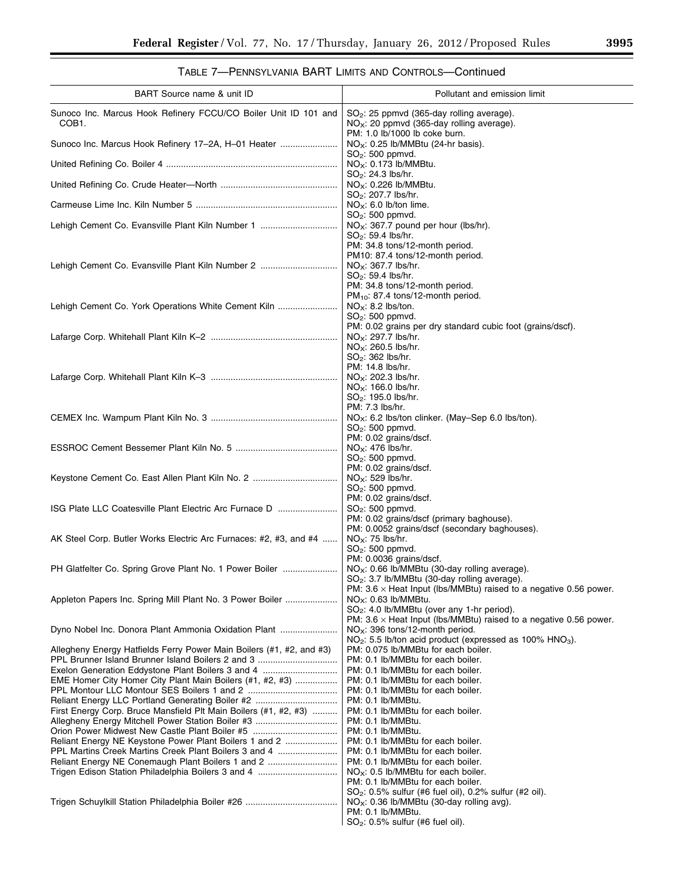TABLE 7—PENNSYLVANIA BART LIMITS AND CONTROLS—Continued

| BART Source name & unit ID | Pollutant and emission limit |
| --- | --- |
| Sunoco Inc. Marcus Hook Refinery FCCU/CO Boiler Unit ID 101 and COB1. | $SO_2$: 25 ppmvd (365-day rolling average).<br>$NO_X$: 20 ppmvd (365-day rolling average).<br>PM: 1.0 lb/1000 lb coke burn. |
| Sunoco Inc. Marcus Hook Refinery 17–2A, H–01 Heater | $NO_X$: 0.25 lb/MMBtu (24-hr basis).<br>$SO_2$: 500 ppmvd. |
| United Refining Co. Boiler 4 | $NO_X$: 0.173 lb/MMBtu.<br>$SO_2$: 24.3 lbs/hr. |
| United Refining Co. Crude Heater—North | $NO_X$: 0.226 lb/MMBtu.<br>$SO_2$: 207.7 lbs/hr. |
| Carmeuse Lime Inc. Kiln Number 5 | $NO_X$: 6.0 lb/ton lime.<br>$SO_2$: 500 ppmvd. |
| Lehigh Cement Co. Evansville Plant Kiln Number 1 | $NO_X$: 367.7 pound per hour (lbs/hr).<br>$SO_2$: 59.4 lbs/hr.<br>PM: 34.8 tons/12-month period.<br>PM10: 87.4 tons/12-month period. |
| Lehigh Cement Co. Evansville Plant Kiln Number 2 | $NO_X$: 367.7 lbs/hr.<br>$SO_2$: 59.4 lbs/hr.<br>PM: 34.8 tons/12-month period.<br>$PM_{10}$: 87.4 tons/12-month period. |
| Lehigh Cement Co. York Operations White Cement Kiln | $NO_X$: 8.2 lbs/ton.<br>$SO_2$: 500 ppmvd.<br>PM: 0.02 grains per dry standard cubic foot (grains/dscf). |
| Lafarge Corp. Whitehall Plant Kiln K–2 | $NO_X$: 297.7 lbs/hr.<br>$NO_X$: 260.5 lbs/hr.<br>$SO_2$: 362 lbs/hr.<br>PM: 14.8 lbs/hr. |
| Lafarge Corp. Whitehall Plant Kiln K–3 | $NO_X$: 202.3 lbs/hr.<br>$NO_X$: 166.0 lbs/hr.<br>$SO_2$: 195.0 lbs/hr.<br>PM: 7.3 lbs/hr. |
| CEMEX Inc. Wampum Plant Kiln No. 3 | $NO_X$: 6.2 lbs/ton clinker. (May–Sep 6.0 lbs/ton).<br>$SO_2$: 500 ppmvd.<br>PM: 0.02 grains/dscf. |
| ESSROC Cement Bessemer Plant Kiln No. 5 | $NO_X$: 476 lbs/hr.<br>$SO_2$: 500 ppmvd.<br>PM: 0.02 grains/dscf. |
| Keystone Cement Co. East Allen Plant Kiln No. 2 | $NO_X$: 529 lbs/hr.<br>$SO_2$: 500 ppmvd.<br>PM: 0.02 grains/dscf. |
| ISG Plate LLC Coatesville Plant Electric Arc Furnace D | $SO_2$: 500 ppmvd.<br>PM: 0.02 grains/dscf (primary baghouse).<br>PM: 0.0052 grains/dscf (secondary baghouses). |
| AK Steel Corp. Butler Works Electric Arc Furnaces: #2, #3, and #4 | $NO_X$: 75 lbs/hr.<br>$SO_2$: 500 ppmvd.<br>PM: 0.0036 grains/dscf. |
| PH Glatfelter Co. Spring Grove Plant No. 1 Power Boiler | $NO_X$: 0.66 lb/MMBtu (30-day rolling average).<br>$SO_2$: 3.7 lb/MMBtu (30-day rolling average).<br>PM: 3.6 × Heat Input (lbs/MMBtu) raised to a negative 0.56 power. |
| Appleton Papers Inc. Spring Mill Plant No. 3 Power Boiler | $NO_X$: 0.63 lb/MMBtu.<br>$SO_2$: 4.0 lb/MMBtu (over any 1-hr period).<br>PM: 3.6 × Heat Input (lbs/MMBtu) raised to a negative 0.56 power. |
| Dyno Nobel Inc. Donora Plant Ammonia Oxidation Plant | $NO_X$: 396 tons/12-month period.<br>$NO_2$: 5.5 lb/ton acid product (expressed as 100% $HNO_3$). |
| Allegheny Energy Hatfields Ferry Power Main Boilers (#1, #2, and #3) | PM: 0.075 lb/MMBtu for each boiler. |
| PPL Brunner Island Brunner Island Boilers 2 and 3 | PM: 0.1 lb/MMBtu for each boiler. |
| Exelon Generation Eddystone Plant Boilers 3 and 4 | PM: 0.1 lb/MMBtu for each boiler. |
| EME Homer City Homer City Plant Main Boilers (#1, #2, #3) | PM: 0.1 lb/MMBtu for each boiler. |
| PPL Montour LLC Montour SES Boilers 1 and 2 | PM: 0.1 lb/MMBtu for each boiler. |
| Reliant Energy LLC Portland Generating Boiler #2 | PM: 0.1 lb/MMBtu. |
| First Energy Corp. Bruce Mansfield Plt Main Boilers (#1, #2, #3) | PM: 0.1 lb/MMBtu for each boiler. |
| Allegheny Energy Mitchell Power Station Boiler #3 | PM: 0.1 lb/MMBtu. |
| Orion Power Midwest New Castle Plant Boiler #5 | PM: 0.1 lb/MMBtu. |
| Reliant Energy NE Keystone Power Plant Boilers 1 and 2 | PM: 0.1 lb/MMBtu for each boiler. |
| PPL Martins Creek Martins Creek Plant Boilers 3 and 4 | PM: 0.1 lb/MMBtu for each boiler. |
| Reliant Energy NE Conemaugh Plant Boilers 1 and 2 | PM: 0.1 lb/MMBtu for each boiler. |
| Trigen Edison Station Philadelphia Boilers 3 and 4 | $NO_X$: 0.5 lb/MMBtu for each boiler.<br>PM: 0.1 lb/MMBtu for each boiler.<br>$SO_2$: 0.5% sulfur (#6 fuel oil), 0.2% sulfur (#2 oil). |
| Trigen Schuylkill Station Philadelphia Boiler #26 | $NO_X$: 0.36 lb/MMBtu (30-day rolling avg).<br>PM: 0.1 lb/MMBtu.<br>$SO_2$: 0.5% sulfur (#6 fuel oil). |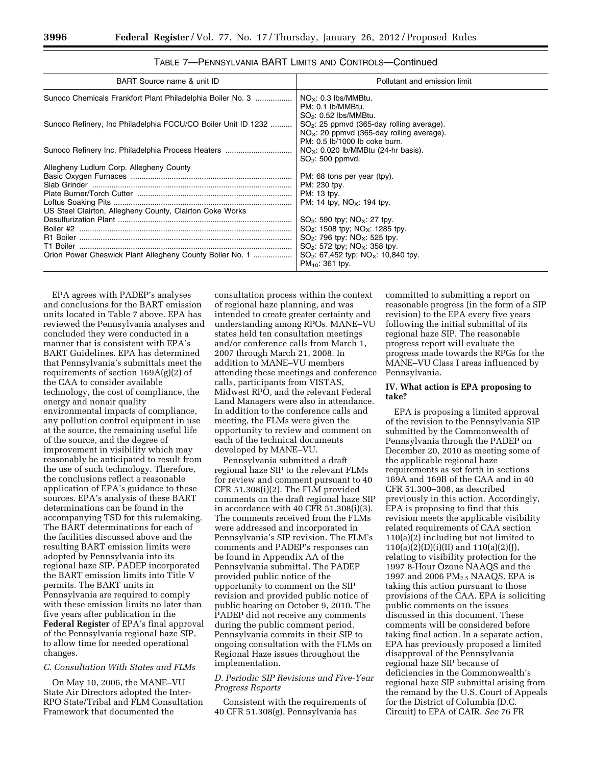TABLE 7—PENNSYLVANIA BART LIMITS AND CONTROLS—Continued

| BART Source name & unit ID | Pollutant and emission limit |
| --- | --- |
| Sunoco Chemicals Frankfort Plant Philadelphia Boiler No. 3 | $NO_X$: 0.3 lbs/MMBtu. PM: 0.1 lb/MMBtu. $SO_2$: 0.52 lbs/MMBtu. |
| Sunoco Refinery, Inc Philadelphia FCCU/CO Boiler Unit ID 1232 | $SO_2$: 25 ppmvd (365-day rolling average). $NO_X$: 20 ppmvd (365-day rolling average). PM: 0.5 lb/1000 lb coke burn. |
| Sunoco Refinery Inc. Philadelphia Process Heaters | $NO_X$: 0.020 lb/MMBtu (24-hr basis). $SO_2$: 500 ppmvd. |
| Allegheny Ludlum Corp. Allegheny County | |
| Basic Oxygen Furnaces | PM: 68 tons per year (tpy). |
| Slab Grinder | PM: 230 tpy. |
| Plate Burner/Torch Cutter | PM: 13 tpy. |
| Loftus Soaking Pits | PM: 14 tpy, $NO_X$: 194 tpy. |
| US Steel Clairton, Allegheny County, Clairton Coke Works | |
| Desulfurization Plant | $SO_2$: 590 tpy; $NO_X$: 27 tpy. |
| Boiler #2 | $SO_2$: 1508 tpy; $NO_X$: 1285 tpy. |
| R1 Boiler | $SO_2$: 796 tpy: $NO_X$: 525 tpy. |
| T1 Boiler | $SO_2$: 572 tpy; $NO_X$: 358 tpy. |
| Orion Power Cheswick Plant Allegheny County Boiler No. 1 | $SO_2$: 67,452 typ; $NO_X$: 10,840 tpy. $PM_{10}$: 361 tpy. |

EPA agrees with PADEP's analyses and conclusions for the BART emission units located in Table 7 above. EPA has reviewed the Pennsylvania analyses and concluded they were conducted in a manner that is consistent with EPA's BART Guidelines. EPA has determined that Pennsylvania's submittals meet the requirements of section 169A(g)(2) of the CAA to consider available technology, the cost of compliance, the energy and nonair quality environmental impacts of compliance, any pollution control equipment in use at the source, the remaining useful life of the source, and the degree of improvement in visibility which may reasonably be anticipated to result from the use of such technology. Therefore, the conclusions reflect a reasonable application of EPA's guidance to these sources. EPA's analysis of these BART determinations can be found in the accompanying TSD for this rulemaking. The BART determinations for each of the facilities discussed above and the resulting BART emission limits were adopted by Pennsylvania into its regional haze SIP. PADEP incorporated the BART emission limits into Title V permits. The BART units in Pennsylvania are required to comply with these emission limits no later than five years after publication in the **Federal Register** of EPA's final approval of the Pennsylvania regional haze SIP, to allow time for needed operational changes.

*C. Consultation With States and FLMs*

On May 10, 2006, the MANE–VU State Air Directors adopted the Inter-RPO State/Tribal and FLM Consultation Framework that documented the consultation process within the context of regional haze planning, and was intended to create greater certainty and understanding among RPOs. MANE–VU states held ten consultation meetings and/or conference calls from March 1, 2007 through March 21, 2008. In addition to MANE–VU members attending these meetings and conference calls, participants from VISTAS, Midwest RPO, and the relevant Federal Land Managers were also in attendance. In addition to the conference calls and meeting, the FLMs were given the opportunity to review and comment on each of the technical documents developed by MANE–VU.

Pennsylvania submitted a draft regional haze SIP to the relevant FLMs for review and comment pursuant to 40 CFR 51.308(i)(2). The FLM provided comments on the draft regional haze SIP in accordance with 40 CFR 51.308(i)(3). The comments received from the FLMs were addressed and incorporated in Pennsylvania's SIP revision. The FLM's comments and PADEP's responses can be found in Appendix AA of the Pennsylvania submittal. The PADEP provided public notice of the opportunity to comment on the SIP revision and provided public notice of public hearing on October 9, 2010. The PADEP did not receive any comments during the public comment period. Pennsylvania commits in their SIP to ongoing consultation with the FLMs on Regional Haze issues throughout the implementation.

*D. Periodic SIP Revisions and Five-Year Progress Reports*

Consistent with the requirements of 40 CFR 51.308(g), Pennsylvania has committed to submitting a report on reasonable progress (in the form of a SIP revision) to the EPA every five years following the initial submittal of its regional haze SIP. The reasonable progress report will evaluate the progress made towards the RPGs for the MANE–VU Class I areas influenced by Pennsylvania.

## IV. What action is EPA proposing to take?

EPA is proposing a limited approval of the revision to the Pennsylvania SIP submitted by the Commonwealth of Pennsylvania through the PADEP on December 20, 2010 as meeting some of the applicable regional haze requirements as set forth in sections 169A and 169B of the CAA and in 40 CFR 51.300–308, as described previously in this action. Accordingly, EPA is proposing to find that this revision meets the applicable visibility related requirements of CAA section 110(a)(2) including but not limited to 110(a)(2)(D)(i)(II) and 110(a)(2)(J), relating to visibility protection for the 1997 8-Hour Ozone NAAQS and the 1997 and 2006 $PM_{2.5}$ NAAQS. EPA is taking this action pursuant to those provisions of the CAA. EPA is soliciting public comments on the issues discussed in this document. These comments will be considered before taking final action. In a separate action, EPA has previously proposed a limited disapproval of the Pennsylvania regional haze SIP because of deficiencies in the Commonwealth's regional haze SIP submittal arising from the remand by the U.S. Court of Appeals for the District of Columbia (D.C. Circuit) to EPA of CAIR. *See* 76 FR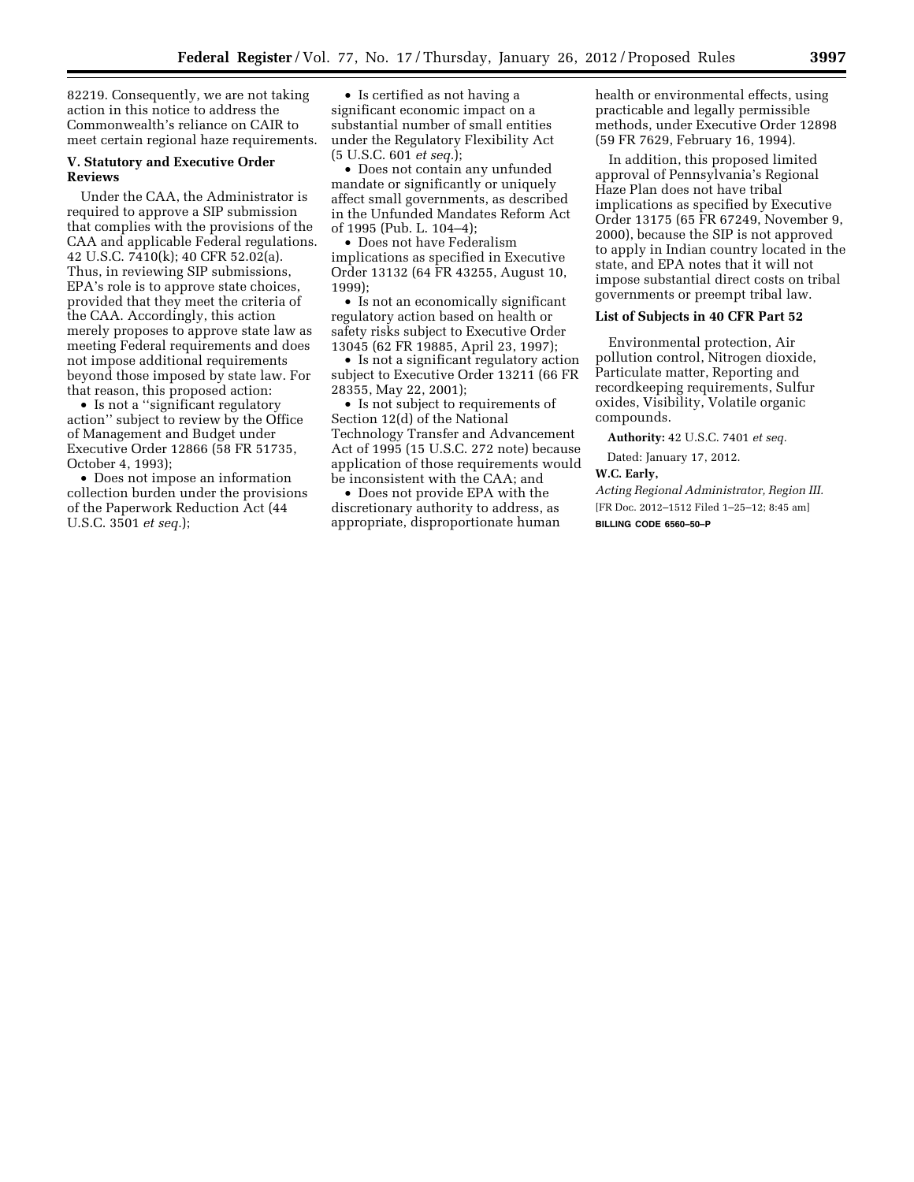82219. Consequently, we are not taking action in this notice to address the Commonwealth's reliance on CAIR to meet certain regional haze requirements.

### V. Statutory and Executive Order Reviews

Under the CAA, the Administrator is required to approve a SIP submission that complies with the provisions of the CAA and applicable Federal regulations. 42 U.S.C. 7410(k); 40 CFR 52.02(a). Thus, in reviewing SIP submissions, EPA's role is to approve state choices, provided that they meet the criteria of the CAA. Accordingly, this action merely proposes to approve state law as meeting Federal requirements and does not impose additional requirements beyond those imposed by state law. For that reason, this proposed action:

- Is not a ''significant regulatory action'' subject to review by the Office of Management and Budget under Executive Order 12866 (58 FR 51735, October 4, 1993);
- Does not impose an information collection burden under the provisions of the Paperwork Reduction Act (44 U.S.C. 3501 *et seq.*);
- Is certified as not having a significant economic impact on a substantial number of small entities under the Regulatory Flexibility Act (5 U.S.C. 601 *et seq.*);
- Does not contain any unfunded mandate or significantly or uniquely affect small governments, as described in the Unfunded Mandates Reform Act of 1995 (Pub. L. 104–4);
- Does not have Federalism implications as specified in Executive Order 13132 (64 FR 43255, August 10, 1999);
- Is not an economically significant regulatory action based on health or safety risks subject to Executive Order 13045 (62 FR 19885, April 23, 1997);
- Is not a significant regulatory action subject to Executive Order 13211 (66 FR 28355, May 22, 2001);
- Is not subject to requirements of Section 12(d) of the National Technology Transfer and Advancement Act of 1995 (15 U.S.C. 272 note) because application of those requirements would be inconsistent with the CAA; and
- Does not provide EPA with the discretionary authority to address, as appropriate, disproportionate human health or environmental effects, using practicable and legally permissible methods, under Executive Order 12898 (59 FR 7629, February 16, 1994).

In addition, this proposed limited approval of Pennsylvania's Regional Haze Plan does not have tribal implications as specified by Executive Order 13175 (65 FR 67249, November 9, 2000), because the SIP is not approved to apply in Indian country located in the state, and EPA notes that it will not impose substantial direct costs on tribal governments or preempt tribal law.

### List of Subjects in 40 CFR Part 52

Environmental protection, Air pollution control, Nitrogen dioxide, Particulate matter, Reporting and recordkeeping requirements, Sulfur oxides, Visibility, Volatile organic compounds.

**Authority:** 42 U.S.C. 7401 *et seq.*

Dated: January 17, 2012.

**W.C. Early,**

*Acting Regional Administrator, Region III.*

[FR Doc. 2012–1512 Filed 1–25–12; 8:45 am]

**BILLING CODE 6560–50–P**